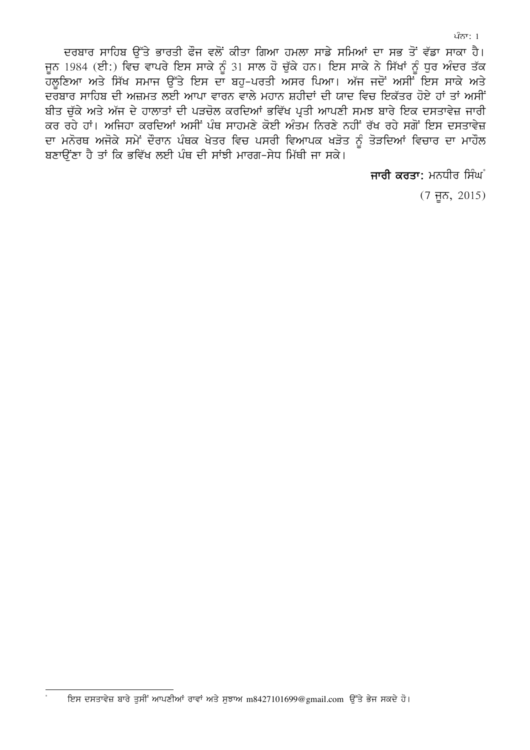ਦਰਬਾਰ ਸਾਹਿਬ ਉੱਤੇ ਭਾਰਤੀ ਫੌਜ ਵਲੋਂ ਕੀਤਾ ਗਿਆ ਹਮਲਾ ਸਾਡੇ ਸਮਿਆਂ ਦਾ ਸਭ ਤੋਂ ਵੱਡਾ ਸਾਕਾ ਹੈ। ਜੂਨ 1984 (ਈ:) ਵਿਚ ਵਾਪਰੇ ਇਸ ਸਾਕੇ ਨੂੰ 31 ਸਾਲ ਹੋ ਚੁੱਕੇ ਹਨ। ਇਸ ਸਾਕੇ ਨੇ ਸਿੱਖਾਂ ਨੂੰ ਧੁਰ ਅੰਦਰ ਤੱਕ ਹਲੂਣਿਆ ਅਤੇ ਸਿੱਖ ਸਮਾਜ ਉੱਤੇ ਇਸ ਦਾ ਬਹੁ-ਪਰਤੀ ਅਸਰ ਪਿਆ। ਅੱਜ ਜਦੋਂ ਅਸੀਂ ਇਸ ਸਾਕੇ ਅਤੇ ਦਰਬਾਰ ਸਾਹਿਬ ਦੀ ਅਜ਼ਮਤ ਲਈ ਆਪਾ ਵਾਰਨ ਵਾਲੇ ਮਹਾਨ ਸ਼ਹੀਦਾਂ ਦੀ ਯਾਦ ਵਿਚ ਇਕੱਤਰ ਹੋਏ ਹਾਂ ਤਾਂ ਅਸੀਂ ਬੀਤ ਚੁੱਕੇ ਅਤੇ ਅੱਜ ਦੇ ਹਾਲਾਤਾਂ ਦੀ ਪੜਚੋਲ ਕਰਦਿਆਂ ਭਵਿੱਖ ਪ੍ਰਤੀ ਆਪਣੀ ਸਮਝ ਬਾਰੇ ਇਕ ਦਸਤਾਵੇਜ਼ ਜਾਰੀ ਕਰ ਰਹੇ ਹਾਂ। ਅਜਿਹਾ ਕਰਦਿਆਂ ਅਸੀਂ ਪੰਥ ਸਾਹਮਣੇ ਕੋਈ ਅੰਤਮ ਨਿਰਣੇ ਨਹੀਂ ਰੱਖ ਰਹੇ ਸਗੋਂ ਇਸ ਦਸਤਾਵੇਜ਼ ਦਾ ਮਨੋਰਥ ਅਜੋਕੇ ਸਮੇਂ ਦੌਰਾਨ ਪੰਥਕ ਖੇਤਰ ਵਿਚ ਪਸਰੀ ਵਿਆਪਕ ਖੜੋਤ ਨੂੰ ਤੋੜਦਿਆਂ ਵਿਚਾਰ ਦਾ ਮਾਹੌਲ ਬਣਾਉਂਣਾ ਹੈ ਤਾਂ ਕਿ ਭਵਿੱਖ ਲਈ ਪੰਥ ਦੀ ਸਾਂਝੀ ਮਾਰਗ-ਸੇਧ ਮਿੱਥੀ ਜਾ ਸਕੇ।

**ਜਾਰੀ ਕਰਤਾ:** ਮਨਧੀਰ ਸਿੰਘ[*]

(7 ਜੂਨ, 2015)

---

[*] ਇਸ ਦਸਤਾਵੇਜ਼ ਬਾਰੇ ਤੁਸੀਂ ਆਪਣੀਆਂ ਰਾਵਾਂ ਅਤੇ ਸੁਝਾਅ m8427101699@gmail.com ਉੱਤੇ ਭੇਜ ਸਕਦੇ ਹੋ।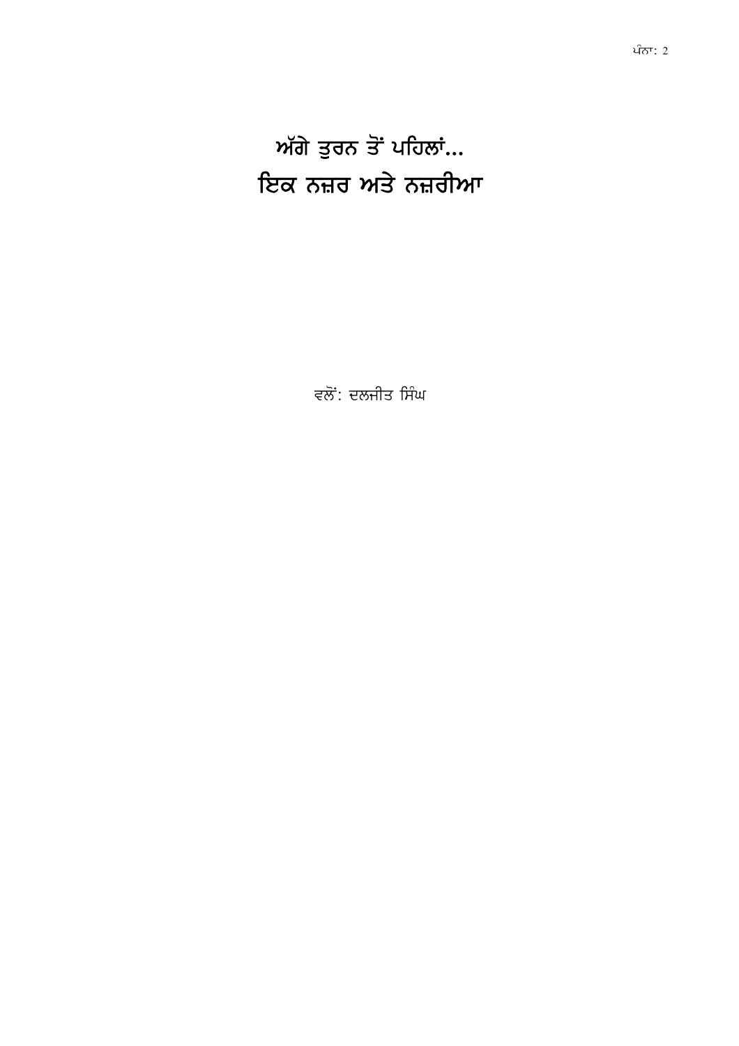# ਅੱਗੇ ਤੁਰਨ ਤੋਂ ਪਹਿਲਾਂ...
# ਇਕ ਨਜ਼ਰ ਅਤੇ ਨਜ਼ਰੀਆ

ਵਲੋਂ: ਦਲਜੀਤ ਸਿੰਘ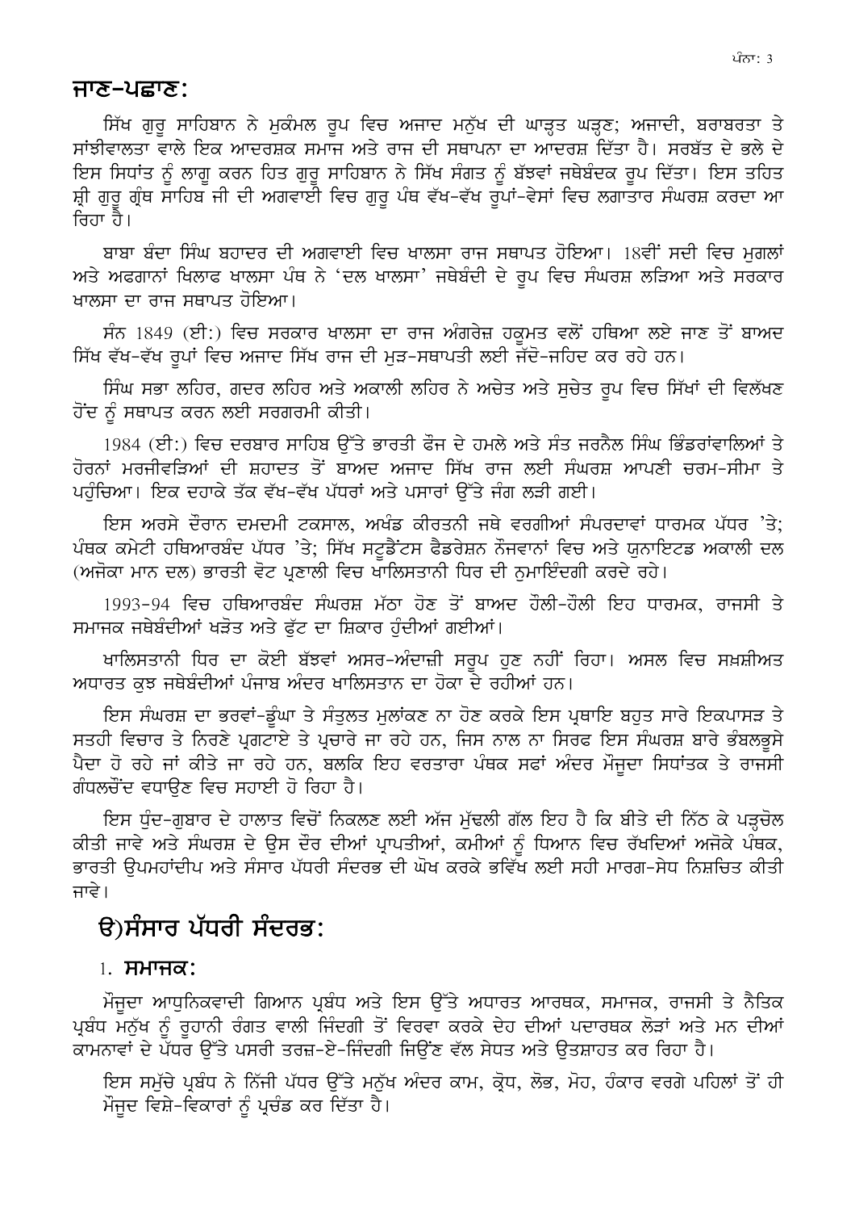## ਜਾਣ-ਪਛਾਣ:

ਸਿੱਖ ਗੁਰੂ ਸਾਹਿਬਾਨ ਨੇ ਮੁਕੰਮਲ ਰੂਪ ਵਿਚ ਅਜਾਦ ਮਨੁੱਖ ਦੀ ਘਾੜ੍ਹਤ ਘੜ੍ਹਣ; ਅਜਾਦੀ, ਬਰਾਬਰਤਾ ਤੇ ਸਾਂਝੀਵਾਲਤਾ ਵਾਲੇ ਇਕ ਆਦਰਸ਼ਕ ਸਮਾਜ ਅਤੇ ਰਾਜ ਦੀ ਸਥਾਪਨਾ ਦਾ ਆਦਰਸ਼ ਦਿੱਤਾ ਹੈ। ਸਰਬੱਤ ਦੇ ਭਲੇ ਦੇ ਇਸ ਸਿਧਾਂਤ ਨੂੰ ਲਾਗੂ ਕਰਨ ਹਿਤ ਗੁਰੂ ਸਾਹਿਬਾਨ ਨੇ ਸਿੱਖ ਸੰਗਤ ਨੂੰ ਬੱਝਵਾਂ ਜਥੇਬੰਦਕ ਰੂਪ ਦਿੱਤਾ। ਇਸ ਤਹਿਤ ਸ੍ਰੀ ਗੁਰੂ ਗ੍ਰੰਥ ਸਾਹਿਬ ਜੀ ਦੀ ਅਗਵਾਈ ਵਿਚ ਗੁਰੂ ਪੰਥ ਵੱਖ-ਵੱਖ ਰੂਪਾਂ-ਵੇਸਾਂ ਵਿਚ ਲਗਾਤਾਰ ਸੰਘਰਸ਼ ਕਰਦਾ ਆ ਰਿਹਾ ਹੈ।

ਬਾਬਾ ਬੰਦਾ ਸਿੰਘ ਬਹਾਦਰ ਦੀ ਅਗਵਾਈ ਵਿਚ ਖਾਲਸਾ ਰਾਜ ਸਥਾਪਤ ਹੋਇਆ। 18ਵੀਂ ਸਦੀ ਵਿਚ ਮੁਗਲਾਂ ਅਤੇ ਅਫਗਾਨਾਂ ਖਿਲਾਫ ਖਾਲਸਾ ਪੰਥ ਨੇ 'ਦਲ ਖਾਲਸਾ' ਜਥੇਬੰਦੀ ਦੇ ਰੂਪ ਵਿਚ ਸੰਘਰਸ਼ ਲੜਿਆ ਅਤੇ ਸਰਕਾਰ ਖਾਲਸਾ ਦਾ ਰਾਜ ਸਥਾਪਤ ਹੋਇਆ।

ਸੰਨ 1849 (ਈ:) ਵਿਚ ਸਰਕਾਰ ਖਾਲਸਾ ਦਾ ਰਾਜ ਅੰਗਰੇਜ਼ ਹਕੂਮਤ ਵਲੋਂ ਹਥਿਆ ਲਏ ਜਾਣ ਤੋਂ ਬਾਅਦ ਸਿੱਖ ਵੱਖ-ਵੱਖ ਰੂਪਾਂ ਵਿਚ ਅਜਾਦ ਸਿੱਖ ਰਾਜ ਦੀ ਮੁੜ-ਸਥਾਪਤੀ ਲਈ ਜੱਦੋ-ਜਹਿਦ ਕਰ ਰਹੇ ਹਨ।

ਸਿੰਘ ਸਭਾ ਲਹਿਰ, ਗਦਰ ਲਹਿਰ ਅਤੇ ਅਕਾਲੀ ਲਹਿਰ ਨੇ ਅਚੇਤ ਅਤੇ ਸੁਚੇਤ ਰੂਪ ਵਿਚ ਸਿੱਖਾਂ ਦੀ ਵਿਲੱਖਣ ਹੋਂਦ ਨੂੰ ਸਥਾਪਤ ਕਰਨ ਲਈ ਸਰਗਰਮੀ ਕੀਤੀ।

1984 (ਈ:) ਵਿਚ ਦਰਬਾਰ ਸਾਹਿਬ ਉੱਤੇ ਭਾਰਤੀ ਫੌਜ ਦੇ ਹਮਲੇ ਅਤੇ ਸੰਤ ਜਰਨੈਲ ਸਿੰਘ ਭਿੰਡਰਾਂਵਾਲਿਆਂ ਤੇ ਹੋਰਨਾਂ ਮਰਜੀਵੜਿਆਂ ਦੀ ਸ਼ਹਾਦਤ ਤੋਂ ਬਾਅਦ ਅਜਾਦ ਸਿੱਖ ਰਾਜ ਲਈ ਸੰਘਰਸ਼ ਆਪਣੀ ਚਰਮ-ਸੀਮਾ ਤੇ ਪਹੁੰਚਿਆ। ਇਕ ਦਹਾਕੇ ਤੱਕ ਵੱਖ-ਵੱਖ ਪੱਧਰਾਂ ਅਤੇ ਪਸਾਰਾਂ ਉੱਤੇ ਜੰਗ ਲੜੀ ਗਈ।

ਇਸ ਅਰਸੇ ਦੌਰਾਨ ਦਮਦਮੀ ਟਕਸਾਲ, ਅਖੰਡ ਕੀਰਤਨੀ ਜਥੇ ਵਰਗੀਆਂ ਸੰਪਰਦਾਵਾਂ ਧਾਰਮਕ ਪੱਧਰ 'ਤੇ; ਪੰਥਕ ਕਮੇਟੀ ਹਥਿਆਰਬੰਦ ਪੱਧਰ 'ਤੇ; ਸਿੱਖ ਸਟੂਡੈਂਟਸ ਫੈਡਰੇਸ਼ਨ ਨੌਜਵਾਨਾਂ ਵਿਚ ਅਤੇ ਯੁਨਾਇਟਡ ਅਕਾਲੀ ਦਲ (ਅਜੋਕਾ ਮਾਨ ਦਲ) ਭਾਰਤੀ ਵੋਟ ਪ੍ਰਣਾਲੀ ਵਿਚ ਖਾਲਿਸਤਾਨੀ ਧਿਰ ਦੀ ਨੁਮਾਇੰਦਗੀ ਕਰਦੇ ਰਹੇ।

1993-94 ਵਿਚ ਹਥਿਆਰਬੰਦ ਸੰਘਰਸ਼ ਮੱਠਾ ਹੋਣ ਤੋਂ ਬਾਅਦ ਹੌਲੀ-ਹੌਲੀ ਇਹ ਧਾਰਮਕ, ਰਾਜਸੀ ਤੇ ਸਮਾਜਕ ਜਥੇਬੰਦੀਆਂ ਖੜੋਤ ਅਤੇ ਫੁੱਟ ਦਾ ਸ਼ਿਕਾਰ ਹੁੰਦੀਆਂ ਗਈਆਂ।

ਖਾਲਿਸਤਾਨੀ ਧਿਰ ਦਾ ਕੋਈ ਬੱਝਵਾਂ ਅਸਰ-ਅੰਦਾਜ਼ੀ ਸਰੂਪ ਹੁਣ ਨਹੀਂ ਰਿਹਾ। ਅਸਲ ਵਿਚ ਸ਼ਖ਼ਸ਼ੀਅਤ ਅਧਾਰਤ ਕੁਝ ਜਥੇਬੰਦੀਆਂ ਪੰਜਾਬ ਅੰਦਰ ਖਾਲਿਸਤਾਨ ਦਾ ਹੋਕਾ ਦੇ ਰਹੀਆਂ ਹਨ।

ਇਸ ਸੰਘਰਸ਼ ਦਾ ਭਰਵਾਂ-ਡੂੰਘਾ ਤੇ ਸੰਤੁਲਤ ਮੁਲਾਂਕਣ ਨਾ ਹੋਣ ਕਰਕੇ ਇਸ ਪ੍ਰਥਾਇ ਬਹੁਤ ਸਾਰੇ ਇਕਪਾਸੜ ਤੇ ਸਤਹੀ ਵਿਚਾਰ ਤੇ ਨਿਰਣੇ ਪ੍ਰਗਟਾਏ ਤੇ ਪ੍ਰਚਾਰੇ ਜਾ ਰਹੇ ਹਨ, ਜਿਸ ਨਾਲ ਨਾ ਸਿਰਫ ਇਸ ਸੰਘਰਸ਼ ਬਾਰੇ ਭੰਬਲਭੂਸੇ ਪੈਦਾ ਹੋ ਰਹੇ ਜਾਂ ਕੀਤੇ ਜਾ ਰਹੇ ਹਨ, ਬਲਕਿ ਇਹ ਵਰਤਾਰਾ ਪੰਥਕ ਸਫਾਂ ਅੰਦਰ ਮੌਜੂਦਾ ਸਿਧਾਂਤਕ ਤੇ ਰਾਜਸੀ ਗੰਧਲਚੌਂਦ ਵਧਾਉਣ ਵਿਚ ਸਹਾਈ ਹੋ ਰਿਹਾ ਹੈ।

ਇਸ ਧੁੰਦ-ਗੁਬਾਰ ਦੇ ਹਾਲਾਤ ਵਿਚੋਂ ਨਿਕਲਣ ਲਈ ਅੱਜ ਮੁੱਢਲੀ ਗੱਲ ਇਹ ਹੈ ਕਿ ਬੀਤੇ ਦੀ ਨਿੱਠ ਕੇ ਪੜ੍ਹਚੋਲ ਕੀਤੀ ਜਾਵੇ ਅਤੇ ਸੰਘਰਸ਼ ਦੇ ਉਸ ਦੌਰ ਦੀਆਂ ਪ੍ਰਾਪਤੀਆਂ, ਕਮੀਆਂ ਨੂੰ ਧਿਆਨ ਵਿਚ ਰੱਖਦਿਆਂ ਅਜੋਕੇ ਪੰਥਕ, ਭਾਰਤੀ ਉਪਮਹਾਂਦੀਪ ਅਤੇ ਸੰਸਾਰ ਪੱਧਰੀ ਸੰਦਰਭ ਦੀ ਘੋਖ ਕਰਕੇ ਭਵਿੱਖ ਲਈ ਸਹੀ ਮਾਰਗ-ਸੇਧ ਨਿਸ਼ਚਿਤ ਕੀਤੀ ਜਾਵੇ।

## ੳ)ਸੰਸਾਰ ਪੱਧਰੀ ਸੰਦਰਭ:

### 1. ਸਮਾਜਕ:

ਮੌਜੂਦਾ ਆਧੁਨਿਕਵਾਦੀ ਗਿਆਨ ਪ੍ਰਬੰਧ ਅਤੇ ਇਸ ਉੱਤੇ ਅਧਾਰਤ ਆਰਥਕ, ਸਮਾਜਕ, ਰਾਜਸੀ ਤੇ ਨੈਤਿਕ ਪ੍ਰਬੰਧ ਮਨੁੱਖ ਨੂੰ ਰੂਹਾਨੀ ਰੰਗਤ ਵਾਲੀ ਜਿੰਦਗੀ ਤੋਂ ਵਿਰਵਾ ਕਰਕੇ ਦੇਹ ਦੀਆਂ ਪਦਾਰਥਕ ਲੋੜਾਂ ਅਤੇ ਮਨ ਦੀਆਂ ਕਾਮਨਾਵਾਂ ਦੇ ਪੱਧਰ ਉੱਤੇ ਪਸਰੀ ਤਰਜ਼-ਏ-ਜਿੰਦਗੀ ਜਿਉਂਣ ਵੱਲ ਸੇਧਤ ਅਤੇ ਉਤਸ਼ਾਹਤ ਕਰ ਰਿਹਾ ਹੈ।

ਇਸ ਸਮੁੱਚੇ ਪ੍ਰਬੰਧ ਨੇ ਨਿੱਜੀ ਪੱਧਰ ਉੱਤੇ ਮਨੁੱਖ ਅੰਦਰ ਕਾਮ, ਕ੍ਰੋਧ, ਲੋਭ, ਮੋਹ, ਹੰਕਾਰ ਵਰਗੇ ਪਹਿਲਾਂ ਤੋਂ ਹੀ ਮੌਜੂਦ ਵਿਸ਼ੇ-ਵਿਕਾਰਾਂ ਨੂੰ ਪ੍ਰਚੰਡ ਕਰ ਦਿੱਤਾ ਹੈ।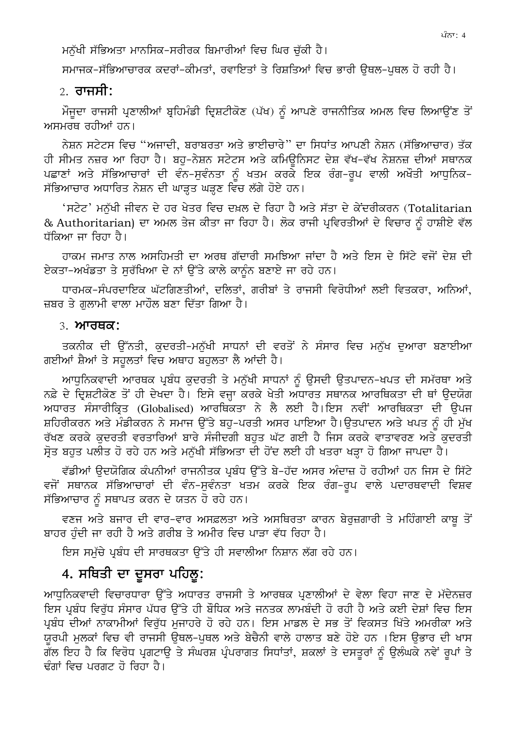ਮਨੁੱਖੀ ਸੱਭਿਅਤਾ ਮਾਨਸਿਕ-ਸਰੀਰਕ ਬਿਮਾਰੀਆਂ ਵਿਚ ਘਿਰ ਚੁੱਕੀ ਹੈ।

ਸਮਾਜਕ-ਸੱਭਿਆਚਾਰਕ ਕਦਰਾਂ-ਕੀਮਤਾਂ, ਰਵਾਇਤਾਂ ਤੇ ਰਿਸ਼ਤਿਆਂ ਵਿਚ ਭਾਰੀ ਉਥਲ-ਪੁਥਲ ਹੋ ਰਹੀ ਹੈ।

### 2. ਰਾਜਸੀ:

ਮੌਜੂਦਾ ਰਾਜਸੀ ਪ੍ਰਣਾਲੀਆਂ ਬ੍ਰਹਿਮੰਡੀ ਦ੍ਰਿਸ਼ਟੀਕੋਣ (ਪੱਖ) ਨੂੰ ਆਪਣੇ ਰਾਜਨੀਤਿਕ ਅਮਲ ਵਿਚ ਲਿਆਉਂਣ ਤੋਂ ਅਸਮਰਥ ਰਹੀਆਂ ਹਨ।

ਨੇਸ਼ਨ ਸਟੇਟਸ ਵਿਚ "ਅਜਾਦੀ, ਬਰਾਬਰਤਾ ਅਤੇ ਭਾਈਚਾਰੇ" ਦਾ ਸਿਧਾਂਤ ਆਪਣੀ ਨੇਸ਼ਨ (ਸੱਭਿਆਚਾਰ) ਤੱਕ ਹੀ ਸੀਮਤ ਨਜ਼ਰ ਆ ਰਿਹਾ ਹੈ। ਬਹੁ-ਨੇਸ਼ਨ ਸਟੇਟਸ ਅਤੇ ਕਮਿਊਨਿਸਟ ਦੇਸ਼ ਵੱਖ-ਵੱਖ ਨੇਸ਼ਨਜ਼ ਦੀਆਂ ਸਥਾਨਕ ਪਛਾਣਾਂ ਅਤੇ ਸੱਭਿਆਚਾਰਾਂ ਦੀ ਵੰਨ-ਸੁਵੰਨਤਾ ਨੂੰ ਖਤਮ ਕਰਕੇ ਇਕ ਰੰਗ-ਰੂਪ ਵਾਲੀ ਅਖੌਤੀ ਆਧੁਨਿਕ-ਸੱਭਿਆਚਾਰ ਅਧਾਰਿਤ ਨੇਸ਼ਨ ਦੀ ਘਾੜ੍ਹਤ ਘੜ੍ਹਣ ਵਿਚ ਲੱਗੇ ਹੋਏ ਹਨ।

'ਸਟੇਟ' ਮਨੁੱਖੀ ਜੀਵਨ ਦੇ ਹਰ ਖੇਤਰ ਵਿਚ ਦਖ਼ਲ ਦੇ ਰਿਹਾ ਹੈ ਅਤੇ ਸੱਤਾ ਦੇ ਕੇਂਦਰੀਕਰਨ (Totalitarian & Authoritarian) ਦਾ ਅਮਲ ਤੇਜ ਕੀਤਾ ਜਾ ਰਿਹਾ ਹੈ। ਲੋਕ ਰਾਜੀ ਪ੍ਰਵਿਰਤੀਆਂ ਦੇ ਵਿਚਾਰ ਨੂੰ ਹਾਸ਼ੀਏ ਵੱਲ ਧੱਕਿਆ ਜਾ ਰਿਹਾ ਹੈ।

ਹਾਕਮ ਜਮਾਤ ਨਾਲ ਅਸਹਿਮਤੀ ਦਾ ਅਰਥ ਗੱਦਾਰੀ ਸਮਝਿਆ ਜਾਂਦਾ ਹੈ ਅਤੇ ਇਸ ਦੇ ਸਿੱਟੇ ਵਜੋਂ ਦੇਸ਼ ਦੀ ਏਕਤਾ-ਅਖੰਡਤਾ ਤੇ ਸੁਰੱਖਿਆ ਦੇ ਨਾਂ ਉੱਤੇ ਕਾਲੇ ਕਾਨੂੰਨ ਬਣਾਏ ਜਾ ਰਹੇ ਹਨ।

ਧਾਰਮਕ-ਸੰਪਰਦਾਇਕ ਘੱਟਗਿਣਤੀਆਂ, ਦਲਿਤਾਂ, ਗਰੀਬਾਂ ਤੇ ਰਾਜਸੀ ਵਿਰੋਧੀਆਂ ਲਈ ਵਿਤਕਰਾ, ਅਨਿਆਂ, ਜ਼ਬਰ ਤੇ ਗੁਲਾਮੀ ਵਾਲਾ ਮਾਹੌਲ ਬਣਾ ਦਿੱਤਾ ਗਿਆ ਹੈ।

### 3. ਆਰਥਕ:

ਤਕਨੀਕ ਦੀ ਉੱਨਤੀ, ਕੁਦਰਤੀ-ਮਨੁੱਖੀ ਸਾਧਨਾਂ ਦੀ ਵਰਤੋਂ ਨੇ ਸੰਸਾਰ ਵਿਚ ਮਨੁੱਖ ਦੁਆਰਾ ਬਣਾਈਆ ਗਈਆਂ ਸ਼ੈਆਂ ਤੇ ਸਹੂਲਤਾਂ ਵਿਚ ਅਥਾਹ ਬਹੁਲਤਾ ਲੈ ਆਂਦੀ ਹੈ।

ਆਧੁਨਿਕਵਾਦੀ ਆਰਥਕ ਪ੍ਰਬੰਧ ਕੁਦਰਤੀ ਤੇ ਮਨੁੱਖੀ ਸਾਧਨਾਂ ਨੂੰ ਉਸਦੀ ਉਤਪਾਦਨ-ਖਪਤ ਦੀ ਸਮੱਰਥਾ ਅਤੇ ਨਫ਼ੇ ਦੇ ਦ੍ਰਿਸ਼ਟੀਕੋਣ ਤੋਂ ਹੀ ਦੇਖਦਾ ਹੈ। ਇਸੇ ਵਜ੍ਹਾ ਕਰਕੇ ਖੇਤੀ ਅਧਾਰਤ ਸਥਾਨਕ ਆਰਥਿਕਤਾ ਦੀ ਥਾਂ ਉਦਯੋਗ ਅਧਾਰਤ ਸੰਸਾਰੀਕ੍ਰਿਤ (Globalised) ਆਰਥਿਕਤਾ ਨੇ ਲੈ ਲਈ ਹੈ।ਇਸ ਨਵੀਂ ਆਰਥਿਕਤਾ ਦੀ ਉਪਜ ਸ਼ਹਿਰੀਕਰਨ ਅਤੇ ਮੰਡੀਕਰਨ ਨੇ ਸਮਾਜ ਉੱਤੇ ਬਹੁ-ਪਰਤੀ ਅਸਰ ਪਾਇਆ ਹੈ।ਉਤਪਾਦਨ ਅਤੇ ਖਪਤ ਨੂੰ ਹੀ ਮੁੱਖ ਰੱਖਣ ਕਰਕੇ ਕੁਦਰਤੀ ਵਰਤਾਰਿਆਂ ਬਾਰੇ ਸੰਜੀਦਗੀ ਬਹੁਤ ਘੱਟ ਗਈ ਹੈ ਜਿਸ ਕਰਕੇ ਵਾਤਾਵਰਣ ਅਤੇ ਕੁਦਰਤੀ ਸ੍ਰੋਤ ਬਹੁਤ ਪਲੀਤ ਹੋ ਰਹੇ ਹਨ ਅਤੇ ਮਨੁੱਖੀ ਸੱਭਿਅਤਾ ਦੀ ਹੋਂਦ ਲਈ ਹੀ ਖਤਰਾ ਖੜ੍ਹਾ ਹੋ ਗਿਆ ਜਾਪਦਾ ਹੈ।

ਵੱਡੀਆਂ ਉਦਯੋਗਿਕ ਕੰਪਨੀਆਂ ਰਾਜਨੀਤਕ ਪ੍ਰਬੰਧ ਉੱਤੇ ਬੇ-ਹੱਦ ਅਸਰ ਅੰਦਾਜ਼ ਹੋ ਰਹੀਆਂ ਹਨ ਜਿਸ ਦੇ ਸਿੱਟੇ ਵਜੋਂ ਸਥਾਨਕ ਸੱਭਿਆਚਾਰਾਂ ਦੀ ਵੰਨ-ਸੁਵੰਨਤਾ ਖਤਮ ਕਰਕੇ ਇਕ ਰੰਗ-ਰੂਪ ਵਾਲੇ ਪਦਾਰਥਵਾਦੀ ਵਿਸ਼ਵ ਸੱਭਿਆਚਾਰ ਨੂੰ ਸਥਾਪਤ ਕਰਨ ਦੇ ਯਤਨ ਹੋ ਰਹੇ ਹਨ।

ਵਣਜ ਅਤੇ ਬਜਾਰ ਦੀ ਵਾਰ-ਵਾਰ ਅਸਫ਼ਲਤਾ ਅਤੇ ਅਸਥਿਰਤਾ ਕਾਰਨ ਬੇਰੁਜ਼ਗਾਰੀ ਤੇ ਮਹਿੰਗਾਈ ਕਾਬੂ ਤੋਂ ਬਾਹਰ ਹੁੰਦੀ ਜਾ ਰਹੀ ਹੈ ਅਤੇ ਗਰੀਬ ਤੇ ਅਮੀਰ ਵਿਚ ਪਾੜਾ ਵੱਧ ਰਿਹਾ ਹੈ।

ਇਸ ਸਮੁੱਚੇ ਪ੍ਰਬੰਧ ਦੀ ਸਾਰਥਕਤਾ ਉੱਤੇ ਹੀ ਸਵਾਲੀਆ ਨਿਸ਼ਾਨ ਲੱਗ ਰਹੇ ਹਨ।

## 4. ਸਥਿਤੀ ਦਾ ਦੂਸਰਾ ਪਹਿਲੂ:

ਆਧੁਨਿਕਵਾਦੀ ਵਿਚਾਰਧਾਰਾ ਉੱਤੇ ਅਧਾਰਤ ਰਾਜਸੀ ਤੇ ਆਰਥਕ ਪ੍ਰਣਾਲੀਆਂ ਦੇ ਵੇਲਾ ਵਿਹਾ ਜਾਣ ਦੇ ਮੱਦੇਨਜ਼ਰ ਇਸ ਪ੍ਰਬੰਧ ਵਿਰੁੱਧ ਸੰਸਾਰ ਪੱਧਰ ਉੱਤੇ ਹੀ ਬੌਧਿਕ ਅਤੇ ਜਨਤਕ ਲਾਮਬੰਦੀ ਹੋ ਰਹੀ ਹੈ ਅਤੇ ਕਈ ਦੇਸ਼ਾਂ ਵਿਚ ਇਸ ਪ੍ਰਬੰਧ ਦੀਆਂ ਨਾਕਾਮੀਆਂ ਵਿਰੁੱਧ ਮੁਜਾਹਰੇ ਹੋ ਰਹੇ ਹਨ। ਇਸ ਮਾਡਲ ਦੇ ਸਭ ਤੋਂ ਵਿਕਸਤ ਖਿੱਤੇ ਅਮਰੀਕਾ ਅਤੇ ਯੂਰਪੀ ਮੁਲਕਾਂ ਵਿਚ ਵੀ ਰਾਜਸੀ ਉਥਲ-ਪੁਥਲ ਅਤੇ ਬੇਚੈਨੀ ਵਾਲੇ ਹਾਲਾਤ ਬਣੇ ਹੋਏ ਹਨ ।ਇਸ ਉਭਾਰ ਦੀ ਖਾਸ ਗੱਲ ਇਹ ਹੈ ਕਿ ਵਿਰੋਧ ਪ੍ਰਗਟਾਉ ਤੇ ਸੰਘਰਸ਼ ਪ੍ਰੰਪਰਾਗਤ ਸਿਧਾਂਤਾਂ, ਸ਼ਕਲਾਂ ਤੇ ਦਸਤੂਰਾਂ ਨੂੰ ਉਲੰਘਕੇ ਨਵੇਂ ਰੂਪਾਂ ਤੇ ਢੰਗਾਂ ਵਿਚ ਪਰਗਟ ਹੋ ਰਿਹਾ ਹੈ।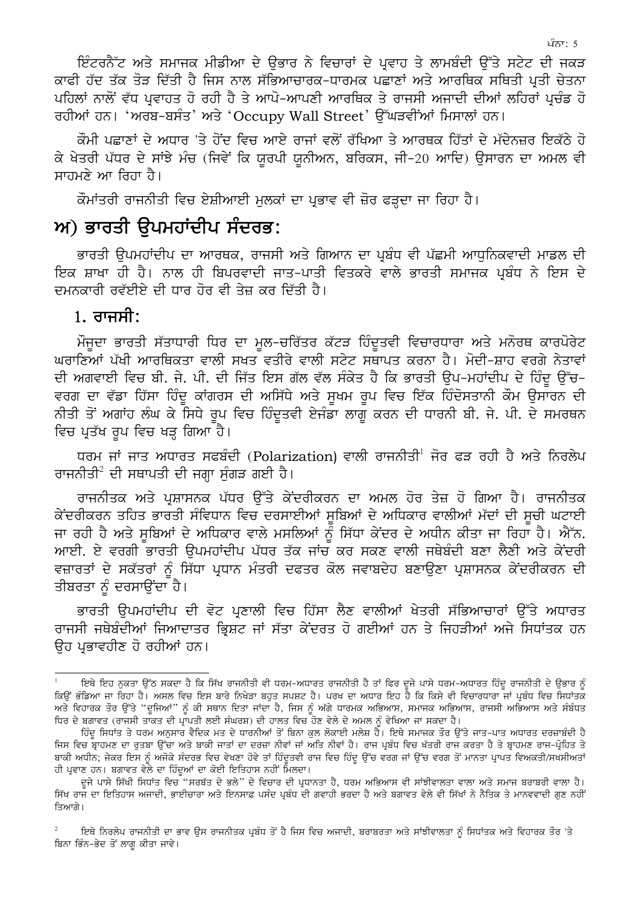ਇੰਟਰਨੈੱਟ ਅਤੇ ਸਮਾਜਕ ਮੀਡੀਆ ਦੇ ਉਭਾਰ ਨੇ ਵਿਚਾਰਾਂ ਦੇ ਪ੍ਰਵਾਹ ਤੇ ਲਾਮਬੰਦੀ ਉੱਤੇ ਸਟੇਟ ਦੀ ਜਕੜ ਕਾਫੀ ਹੱਦ ਤੱਕ ਤੋੜ ਦਿੱਤੀ ਹੈ ਜਿਸ ਨਾਲ ਸੱਭਿਆਚਾਰਕ-ਧਾਰਮਕ ਪਛਾਣਾਂ ਅਤੇ ਆਰਥਿਕ ਸਥਿਤੀ ਪ੍ਰਤੀ ਚੇਤਨਾ ਪਹਿਲਾਂ ਨਾਲੋਂ ਵੱਧ ਪ੍ਰਵਾਹਤ ਹੋ ਰਹੀ ਹੈ ਤੇ ਆਪੋ-ਆਪਣੀ ਆਰਥਿਕ ਤੇ ਰਾਜਸੀ ਅਜਾਦੀ ਦੀਆਂ ਲਹਿਰਾਂ ਪ੍ਰਚੰਡ ਹੋ ਰਹੀਆਂ ਹਨ। 'ਅਰਬ-ਬਸੰਤ' ਅਤੇ 'Occupy Wall Street' ਉੱਘੜਵੀਂਆਂ ਮਿਸਾਲਾਂ ਹਨ।

ਕੌਮੀ ਪਛਾਣਾਂ ਦੇ ਅਧਾਰ 'ਤੇ ਹੋਂਦ ਵਿਚ ਆਏ ਰਾਜਾਂ ਵਲੋਂ ਰੱਖਿਆ ਤੇ ਆਰਥਕ ਹਿੱਤਾਂ ਦੇ ਮੱਦੇਨਜ਼ਰ ਇਕੱਠੇ ਹੋ ਕੇ ਖੇਤਰੀ ਪੱਧਰ ਦੇ ਸਾਂਝੇ ਮੰਚ (ਜਿਵੇਂ ਕਿ ਯੂਰਪੀ ਯੂਨੀਅਨ, ਬਰਿਕਸ, ਜੀ-20 ਆਦਿ) ਉਸਾਰਨ ਦਾ ਅਮਲ ਵੀ ਸਾਹਮਣੇ ਆ ਰਿਹਾ ਹੈ।

ਕੌਮਾਂਤਰੀ ਰਾਜਨੀਤੀ ਵਿਚ ਏਸ਼ੀਆਈ ਮੁਲਕਾਂ ਦਾ ਪ੍ਰਭਾਵ ਵੀ ਜ਼ੋਰ ਫੜ੍ਹਦਾ ਜਾ ਰਿਹਾ ਹੈ।

## ਅ) ਭਾਰਤੀ ਉਪਮਹਾਂਦੀਪ ਸੰਦਰਭ:

ਭਾਰਤੀ ਉਪਮਹਾਂਦੀਪ ਦਾ ਆਰਥਕ, ਰਾਜਸੀ ਅਤੇ ਗਿਆਨ ਦਾ ਪ੍ਰਬੰਧ ਵੀ ਪੱਛਮੀ ਆਧੁਨਿਕਵਾਦੀ ਮਾਡਲ ਦੀ ਇਕ ਸ਼ਾਖਾ ਹੀ ਹੈ। ਨਾਲ ਹੀ ਬਿਪਰਵਾਦੀ ਜਾਤ-ਪਾਤੀ ਵਿਤਕਰੇ ਵਾਲੇ ਭਾਰਤੀ ਸਮਾਜਕ ਪ੍ਰਬੰਧ ਨੇ ਇਸ ਦੇ ਦਮਨਕਾਰੀ ਰਵੱਈਏ ਦੀ ਧਾਰ ਹੋਰ ਵੀ ਤੇਜ਼ ਕਰ ਦਿੱਤੀ ਹੈ।

### 1. ਰਾਜਸੀ:

ਮੌਜੂਦਾ ਭਾਰਤੀ ਸੱਤਾਧਾਰੀ ਧਿਰ ਦਾ ਮੂਲ-ਚਰਿੱਤਰ ਕੱਟੜ ਹਿੰਦੂਤਵੀ ਵਿਚਾਰਧਾਰਾ ਅਤੇ ਮਨੋਰਥ ਕਾਰਪੋਰੇਟ ਘਰਾਣਿਆਂ ਪੱਖੀ ਆਰਥਿਕਤਾ ਵਾਲੀ ਸਖਤ ਵਤੀਰੇ ਵਾਲੀ ਸਟੇਟ ਸਥਾਪਤ ਕਰਨਾ ਹੈ। ਮੋਦੀ-ਸ਼ਾਹ ਵਰਗੇ ਨੇਤਾਵਾਂ ਦੀ ਅਗਵਾਈ ਵਿਚ ਬੀ. ਜੇ. ਪੀ. ਦੀ ਜਿੱਤ ਇਸ ਗੱਲ ਵੱਲ ਸੰਕੇਤ ਹੈ ਕਿ ਭਾਰਤੀ ਉਪ-ਮਹਾਂਦੀਪ ਦੇ ਹਿੰਦੂ ਉੱਚ-ਵਰਗ ਦਾ ਵੱਡਾ ਹਿੱਸਾ ਹਿੰਦੂ ਕਾਂਗਰਸ ਦੀ ਅਸਿੱਧੇ ਅਤੇ ਸੂਖਮ ਰੂਪ ਵਿਚ ਇੱਕ ਹਿੰਦੋਸਤਾਨੀ ਕੌਮ ਉਸਾਰਨ ਦੀ ਨੀਤੀ ਤੋਂ ਅਗਾਂਹ ਲੰਘ ਕੇ ਸਿਧੇ ਰੂਪ ਵਿਚ ਹਿੰਦੂਤਵੀ ਏਜੰਡਾ ਲਾਗੂ ਕਰਨ ਦੀ ਧਾਰਨੀ ਬੀ. ਜੇ. ਪੀ. ਦੇ ਸਮਰਥਨ ਵਿਚ ਪ੍ਰਤੱਖ ਰੂਪ ਵਿਚ ਖੜ੍ਹ ਗਿਆ ਹੈ।

ਧਰਮ ਜਾਂ ਜਾਤ ਅਧਾਰਤ ਸਫਬੰਦੀ (Polarization) ਵਾਲੀ ਰਾਜਨੀਤੀ[1] ਜੋਰ ਫੜ ਰਹੀ ਹੈ ਅਤੇ ਨਿਰਲੇਪ ਰਾਜਨੀਤੀ[2] ਦੀ ਸਥਾਪਤੀ ਦੀ ਜਗ੍ਹਾ ਸੁੰਗੜ ਗਈ ਹੈ।

ਰਾਜਨੀਤਕ ਅਤੇ ਪ੍ਰਸ਼ਾਸਨਕ ਪੱਧਰ ਉੱਤੇ ਕੇਂਦਰੀਕਰਨ ਦਾ ਅਮਲ ਹੋਰ ਤੇਜ਼ ਹੋ ਗਿਆ ਹੈ। ਰਾਜਨੀਤਕ ਕੇਂਦਰੀਕਰਨ ਤਹਿਤ ਭਾਰਤੀ ਸੰਵਿਧਾਨ ਵਿਚ ਦਰਸਾਈਆਂ ਸੂਬਿਆਂ ਦੇ ਅਧਿਕਾਰ ਵਾਲੀਆਂ ਮੱਦਾਂ ਦੀ ਸੂਚੀ ਘਟਾਈ ਜਾ ਰਹੀ ਹੈ ਅਤੇ ਸੂਬਿਆਂ ਦੇ ਅਧਿਕਾਰ ਵਾਲੇ ਮਸਲਿਆਂ ਨੂੰ ਸਿੱਧਾ ਕੇਂਦਰ ਦੇ ਅਧੀਨ ਕੀਤਾ ਜਾ ਰਿਹਾ ਹੈ। ਐੱਨ. ਆਈ. ਏ ਵਰਗੀ ਭਾਰਤੀ ਉਪਮਹਾਂਦੀਪ ਪੱਧਰ ਤੱਕ ਜਾਂਚ ਕਰ ਸਕਣ ਵਾਲੀ ਜਥੇਬੰਦੀ ਬਣਾ ਲੈਣੀ ਅਤੇ ਕੇਂਦਰੀ ਵਜ਼ਾਰਤਾਂ ਦੇ ਸਕੱਤਰਾਂ ਨੂੰ ਸਿੱਧਾ ਪ੍ਰਧਾਨ ਮੰਤਰੀ ਦਫਤਰ ਕੋਲ ਜਵਾਬਦੇਹ ਬਣਾਉਣਾ ਪ੍ਰਸ਼ਾਸਨਕ ਕੇਂਦਰੀਕਰਨ ਦੀ ਤੀਬਰਤਾ ਨੂੰ ਦਰਸਾਉਂਦਾ ਹੈ।

ਭਾਰਤੀ ਉਪਮਹਾਂਦੀਪ ਦੀ ਵੋਟ ਪ੍ਰਣਾਲੀ ਵਿਚ ਹਿੱਸਾ ਲੈਣ ਵਾਲੀਆਂ ਖੇਤਰੀ ਸੱਭਿਆਚਾਰਾਂ ਉੱਤੇ ਅਧਾਰਤ ਰਾਜਸੀ ਜਥੇਬੰਦੀਆਂ ਜਿਆਦਾਤਰ ਭ੍ਰਿਸ਼ਟ ਜਾਂ ਸੱਤਾ ਕੇਂਦਰਤ ਹੋ ਗਈਆਂ ਹਨ ਤੇ ਜਿਹੜੀਆਂ ਅਜੇ ਸਿਧਾਂਤਕ ਹਨ ਉਹ ਪ੍ਰਭਾਵਹੀਣ ਹੋ ਰਹੀਆਂ ਹਨ।

---

[1] ਇਥੇ ਇਹ ਨੁਕਤਾ ਉੱਠ ਸਕਦਾ ਹੈ ਕਿ ਸਿੱਖ ਰਾਜਨੀਤੀ ਵੀ ਧਰਮ-ਅਧਾਰਤ ਰਾਜਨੀਤੀ ਹੈ ਤਾਂ ਫਿਰ ਦੂਜੇ ਪਾਸੇ ਧਰਮ-ਅਧਾਰਤ ਹਿੰਦੂ ਰਾਜਨੀਤੀ ਦੇ ਉਭਾਰ ਨੂੰ ਕਿਉਂ ਭੰਡਿਆ ਜਾ ਰਿਹਾ ਹੈ। ਅਸਲ ਵਿਚ ਇਸ ਬਾਰੇ ਨਿਖੇੜਾ ਬਹੁਤ ਸਪਸ਼ਟ ਹੈ। ਪਰਖ ਦਾ ਅਧਾਰ ਇਹ ਹੈ ਕਿ ਕਿਸੇ ਵੀ ਵਿਚਾਰਧਾਰਾ ਜਾਂ ਪ੍ਰਬੰਧ ਵਿਚ ਸਿਧਾਂਤਕ ਅਤੇ ਵਿਹਾਰਕ ਤੌਰ ਉੱਤੇ "ਦੂਜਿਆਂ" ਨੂੰ ਕੀ ਸਥਾਨ ਦਿਤਾ ਜਾਂਦਾ ਹੈ, ਜਿਸ ਨੂੰ ਅੱਗੇ ਧਾਰਮਕ ਅਭਿਆਸ, ਸਮਾਜਕ ਅਭਿਆਸ, ਰਾਜਸੀ ਅਭਿਆਸ ਅਤੇ ਸੰਬੰਧਤ ਧਿਰ ਦੇ ਬਗਾਵਤ (ਰਾਜਸੀ ਤਾਕਤ ਦੀ ਪ੍ਰਾਪਤੀ ਲਈ ਸੰਘਰਸ਼) ਦੀ ਹਾਲਤ ਵਿਚ ਹੋਣ ਵੇਲੇ ਦੇ ਅਮਲ ਨੂੰ ਵੇਖਿਆ ਜਾ ਸਕਦਾ ਹੈ।

ਹਿੰਦੂ ਸਿਧਾਂਤ ਤੇ ਧਰਮ ਅਨੁਸਾਰ ਵੈਦਿਕ ਮਤ ਦੇ ਧਾਰਨੀਆਂ ਤੋਂ ਬਿਨਾ ਕੁਲ ਲੋਕਾਈ ਮਲੇਸ਼ ਹੈ। ਇਥੇ ਸਮਾਜਕ ਤੌਰ ਉੱਤੇ ਜਾਤ-ਪਾਤ ਅਧਾਰਤ ਦਰਜ਼ਾਬੰਦੀ ਹੈ ਜਿਸ ਵਿਚ ਬ੍ਰਾਹਮਣ ਦਾ ਰੁਤਬਾ ਉੱਚਾ ਅਤੇ ਬਾਕੀ ਜਾਤਾਂ ਦਾ ਦਰਜਾ ਨੀਵਾਂ ਜਾਂ ਅਤਿ ਨੀਵਾਂ ਹੈ। ਰਾਜ ਪ੍ਰਬੰਧ ਵਿਚ ਖੱਤਰੀ ਰਾਜ ਕਰਤਾ ਹੈ ਤੇ ਬ੍ਰਾਹਮਣ ਰਾਜ-ਪ੍ਰੋਹਿਤ ਤੇ ਬਾਕੀ ਅਧੀਨ; ਜੇਕਰ ਇਸ ਨੂੰ ਅਜੋਕੇ ਸੰਦਰਭ ਵਿਚ ਵੇਖਣਾ ਹੋਵੇ ਤਾਂ ਹਿੰਦੂਤਵੀ ਰਾਜ ਵਿਚ ਹਿੰਦੂ ਉੱਚ ਵਰਗ ਜਾਂ ਉੱਚ ਵਰਗ ਤੋਂ ਮਾਨਤਾ ਪ੍ਰਾਪਤ ਵਿਅਕਤੀ/ਸਖਸ਼ੀਅਤਾਂ ਹੀ ਪ੍ਰਵਾਣ ਹਨ। ਬਗਾਵਤ ਵੇਲੇ ਦਾ ਹਿੰਦੂਆਂ ਦਾ ਕੋਈ ਇਤਿਹਾਸ ਨਹੀਂ ਮਿਲਦਾ।

ਦੂਜੇ ਪਾਸੇ ਸਿੱਖੀ ਸਿਧਾਂਤ ਵਿਚ "ਸਰਬੱਤ ਦੇ ਭਲੇ" ਦੇ ਵਿਚਾਰ ਦੀ ਪ੍ਰਧਾਨਤਾ ਹੈ, ਧਰਮ ਅਭਿਆਸ ਵੀ ਸਾਂਝੀਵਾਲਤਾ ਵਾਲਾ ਅਤੇ ਸਮਾਜ ਬਰਾਬਰੀ ਵਾਲਾ ਹੈ। ਸਿੱਖ ਰਾਜ ਦਾ ਇਤਿਹਾਸ ਅਜਾਦੀ, ਭਾਈਚਾਰਾ ਅਤੇ ਇਨਸਾਫ਼ ਪਸੰਦ ਪ੍ਰਬੰਧ ਦੀ ਗਵਾਹੀ ਭਰਦਾ ਹੈ ਅਤੇ ਬਗਾਵਤ ਵੇਲੇ ਵੀ ਸਿੱਖਾਂ ਨੇ ਨੈਤਿਕ ਤੇ ਮਾਨਵਵਾਦੀ ਗੁਣ ਨਹੀਂ ਤਿਆਗੇ।

[2] ਇਥੇ ਨਿਰਲੇਪ ਰਾਜਨੀਤੀ ਦਾ ਭਾਵ ਉਸ ਰਾਜਨੀਤਕ ਪ੍ਰਬੰਧ ਤੋਂ ਹੈ ਜਿਸ ਵਿਚ ਅਜਾਦੀ, ਬਰਾਬਰਤਾ ਅਤੇ ਸਾਂਝੀਵਾਲਤਾ ਨੂੰ ਸਿਧਾਂਤਕ ਅਤੇ ਵਿਹਾਰਕ ਤੌਰ 'ਤੇ ਬਿਨਾ ਭਿੰਨ-ਭੇਦ ਤੋਂ ਲਾਗੂ ਕੀਤਾ ਜਾਵੇ।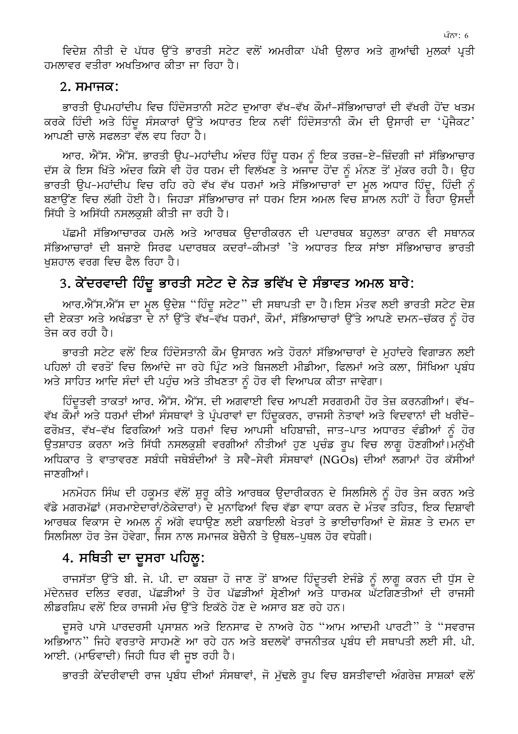ਵਿਦੇਸ਼ ਨੀਤੀ ਦੇ ਪੱਧਰ ਉੱਤੇ ਭਾਰਤੀ ਸਟੇਟ ਵਲੋਂ ਅਮਰੀਕਾ ਪੱਖੀ ਉਲਾਰ ਅਤੇ ਗੁਆਂਢੀ ਮੁਲਕਾਂ ਪ੍ਰਤੀ ਹਮਲਾਵਰ ਵਤੀਰਾ ਅਖਤਿਆਰ ਕੀਤਾ ਜਾ ਰਿਹਾ ਹੈ।

## 2. ਸਮਾਜਕ:

ਭਾਰਤੀ ਉਪਮਹਾਂਦੀਪ ਵਿਚ ਹਿੰਦੋਸਤਾਨੀ ਸਟੇਟ ਦੁਆਰਾ ਵੱਖ-ਵੱਖ ਕੌਮਾਂ-ਸੱਭਿਆਚਾਰਾਂ ਦੀ ਵੱਖਰੀ ਹੋਂਦ ਖਤਮ ਕਰਕੇ ਹਿੰਦੀ ਅਤੇ ਹਿੰਦੂ ਸੰਸਕਾਰਾਂ ਉੱਤੇ ਅਧਾਰਤ ਇਕ ਨਵੀਂ ਹਿੰਦੋਸਤਾਨੀ ਕੌਮ ਦੀ ਉਸਾਰੀ ਦਾ 'ਪ੍ਰੋਜੈਕਟ' ਆਪਣੀ ਚਾਲੇ ਸਫਲਤਾ ਵੱਲ ਵਧ ਰਿਹਾ ਹੈ।

ਆਰ. ਐੱਸ. ਐੱਸ. ਭਾਰਤੀ ਉਪ-ਮਹਾਂਦੀਪ ਅੰਦਰ ਹਿੰਦੂ ਧਰਮ ਨੂੰ ਇਕ ਤਰਜ਼-ਏ-ਜ਼ਿੰਦਗੀ ਜਾਂ ਸੱਭਿਆਚਾਰ ਦੱਸ ਕੇ ਇਸ ਖਿੱਤੇ ਅੰਦਰ ਕਿਸੇ ਵੀ ਹੋਰ ਧਰਮ ਦੀ ਵਿਲੱਖਣ ਤੇ ਅਜਾਦ ਹੋਂਦ ਨੂੰ ਮੰਨਣ ਤੋਂ ਮੁੱਕਰ ਰਹੀ ਹੈ। ਉਹ ਭਾਰਤੀ ਉਪ-ਮਹਾਂਦੀਪ ਵਿਚ ਰਹਿ ਰਹੇ ਵੱਖ ਵੱਖ ਧਰਮਾਂ ਅਤੇ ਸੱਭਿਆਚਾਰਾਂ ਦਾ ਮੂਲ ਅਧਾਰ ਹਿੰਦੂ, ਹਿੰਦੀ ਨੂੰ ਬਣਾਉਣ ਵਿਚ ਲੱਗੀ ਹੋਈ ਹੈ। ਜਿਹੜਾ ਸੱਭਿਆਚਾਰ ਜਾਂ ਧਰਮ ਇਸ ਅਮਲ ਵਿਚ ਸ਼ਾਮਲ ਨਹੀਂ ਹੋ ਰਿਹਾ ਉਸਦੀ ਸਿੱਧੀ ਤੇ ਅਸਿੱਧੀ ਨਸਲਕੁਸ਼ੀ ਕੀਤੀ ਜਾ ਰਹੀ ਹੈ।

ਪੱਛਮੀ ਸੱਭਿਆਚਾਰਕ ਹਮਲੇ ਅਤੇ ਆਰਥਕ ਉਦਾਰੀਕਰਨ ਦੀ ਪਦਾਰਥਕ ਬਹੁਲਤਾ ਕਾਰਨ ਵੀ ਸਥਾਨਕ ਸੱਭਿਆਚਾਰਾਂ ਦੀ ਬਜਾਏ ਸਿਰਫ ਪਦਾਰਥਕ ਕਦਰਾਂ-ਕੀਮਤਾਂ 'ਤੇ ਅਧਾਰਤ ਇਕ ਸਾਂਝਾ ਸੱਭਿਆਚਾਰ ਭਾਰਤੀ ਖੁਸ਼ਹਾਲ ਵਰਗ ਵਿਚ ਫੈਲ ਰਿਹਾ ਹੈ।

## 3. ਕੇਂਦਰਵਾਦੀ ਹਿੰਦੂ ਭਾਰਤੀ ਸਟੇਟ ਦੇ ਨੇੜ ਭਵਿੱਖ ਦੇ ਸੰਭਾਵਤ ਅਮਲ ਬਾਰੇ:

ਆਰ.ਐੱਸ.ਐੱਸ ਦਾ ਮੂਲ ਉਦੇਸ਼ "ਹਿੰਦੂ ਸਟੇਟ" ਦੀ ਸਥਾਪਤੀ ਦਾ ਹੈ।ਇਸ ਮੰਤਵ ਲਈ ਭਾਰਤੀ ਸਟੇਟ ਦੇਸ਼ ਦੀ ਏਕਤਾ ਅਤੇ ਅਖੰਡਤਾ ਦੇ ਨਾਂ ਉੱਤੇ ਵੱਖ-ਵੱਖ ਧਰਮਾਂ, ਕੌਮਾਂ, ਸੱਭਿਆਚਾਰਾਂ ਉੱਤੇ ਆਪਣੇ ਦਮਨ-ਚੱਕਰ ਨੂੰ ਹੋਰ ਤੇਜ ਕਰ ਰਹੀ ਹੈ।

ਭਾਰਤੀ ਸਟੇਟ ਵਲੋਂ ਇਕ ਹਿੰਦੋਸਤਾਨੀ ਕੌਮ ਉਸਾਰਨ ਅਤੇ ਹੋਰਨਾਂ ਸੱਭਿਆਚਾਰਾਂ ਦੇ ਮੁਹਾਂਦਰੇ ਵਿਗਾੜਨ ਲਈ ਪਹਿਲਾਂ ਹੀ ਵਰਤੋਂ ਵਿਚ ਲਿਆਂਦੇ ਜਾ ਰਹੇ ਪ੍ਰਿੰਟ ਅਤੇ ਬਿਜਲਈ ਮੀਡੀਆ, ਫਿਲਮਾਂ ਅਤੇ ਕਲਾ, ਸਿੱਖਿਆ ਪ੍ਰਬੰਧ ਅਤੇ ਸਾਹਿਤ ਆਦਿ ਸੰਦਾਂ ਦੀ ਪਹੁੰਚ ਅਤੇ ਤੀਖਣਤਾ ਨੂੰ ਹੋਰ ਵੀ ਵਿਆਪਕ ਕੀਤਾ ਜਾਵੇਗਾ।

ਹਿੰਦੂਤਵੀ ਤਾਕਤਾਂ ਆਰ. ਐੱਸ. ਐੱਸ. ਦੀ ਅਗਵਾਈ ਵਿਚ ਆਪਣੀ ਸਰਗਰਮੀ ਹੋਰ ਤੇਜ਼ ਕਰਨਗੀਆਂ। ਵੱਖ-ਵੱਖ ਕੌਮਾਂ ਅਤੇ ਧਰਮਾਂ ਦੀਆਂ ਸੰਸਥਾਵਾਂ ਤੇ ਪ੍ਰੰਪਰਾਵਾਂ ਦਾ ਹਿੰਦੂਕਰਨ, ਰਾਜਸੀ ਨੇਤਾਵਾਂ ਅਤੇ ਵਿਦਵਾਨਾਂ ਦੀ ਖਰੀਦੋ-ਫਰੋਖ਼ਤ, ਵੱਖ-ਵੱਖ ਫਿਰਕਿਆਂ ਅਤੇ ਧਰਮਾਂ ਵਿਚ ਆਪਸੀ ਖਹਿਬਾਜ਼ੀ, ਜਾਤ-ਪਾਤ ਅਧਾਰਤ ਵੰਡੀਆਂ ਨੂੰ ਹੋਰ ਉਤਸ਼ਾਹਤ ਕਰਨਾ ਅਤੇ ਸਿੱਧੀ ਨਸਲਕੁਸ਼ੀ ਵਰਗੀਆਂ ਨੀਤੀਆਂ ਹੁਣ ਪ੍ਰਚੰਡ ਰੂਪ ਵਿਚ ਲਾਗੂ ਹੋਣਗੀਆਂ।ਮਨੁੱਖੀ ਅਧਿਕਾਰ ਤੇ ਵਾਤਾਵਰਣ ਸਬੰਧੀ ਜਥੇਬੰਦੀਆਂ ਤੇ ਸਵੈ-ਸੇਵੀ ਸੰਸਥਾਵਾਂ (NGOs) ਦੀਆਂ ਲਗਾਮਾਂ ਹੋਰ ਕੱਸੀਆਂ ਜਾਣਗੀਆਂ।

ਮਨਮੋਹਨ ਸਿੰਘ ਦੀ ਹਕੂਮਤ ਵੱਲੋਂ ਸ਼ੁਰੂ ਕੀਤੇ ਆਰਥਕ ਉਦਾਰੀਕਰਨ ਦੇ ਸਿਲਸਿਲੇ ਨੂੰ ਹੋਰ ਤੇਜ ਕਰਨ ਅਤੇ ਵੱਡੇ ਮਗਰਮੱਛਾਂ (ਸਰਮਾਏਦਾਰਾਂ/ਠੇਕੇਦਾਰਾਂ) ਦੇ ਮੁਨਾਫਿਆਂ ਵਿਚ ਵੱਡਾ ਵਾਧਾ ਕਰਨ ਦੇ ਮੰਤਵ ਤਹਿਤ, ਇਕ ਦਿਸ਼ਾਵੀ ਆਰਥਕ ਵਿਕਾਸ ਦੇ ਅਮਲ ਨੂੰ ਅੱਗੇ ਵਧਾਉਣ ਲਈ ਕਬਾਇਲੀ ਖੇਤਰਾਂ ਤੇ ਭਾਈਚਾਰਿਆਂ ਦੇ ਸ਼ੋਸ਼ਣ ਤੇ ਦਮਨ ਦਾ ਸਿਲਸਿਲਾ ਹੋਰ ਤੇਜ ਹੋਵੇਗਾ, ਜਿਸ ਨਾਲ ਸਮਾਜਕ ਬੇਚੈਨੀ ਤੇ ਉਥਲ-ਪੁਥਲ ਹੋਰ ਵਧੇਗੀ।

## 4. ਸਥਿਤੀ ਦਾ ਦੂਸਰਾ ਪਹਿਲੂ:

ਰਾਜਸੱਤਾ ਉੱਤੇ ਬੀ. ਜੇ. ਪੀ. ਦਾ ਕਬਜ਼ਾ ਹੋ ਜਾਣ ਤੋਂ ਬਾਅਦ ਹਿੰਦੂਤਵੀ ਏਜੰਡੇ ਨੂੰ ਲਾਗੂ ਕਰਨ ਦੀ ਧੁੱਸ ਦੇ ਮੱਦੇਨਜ਼ਰ ਦਲਿਤ ਵਰਗ, ਪੱਛੜੀਆਂ ਤੇ ਹੋਰ ਪੱਛੜੀਆਂ ਸ਼੍ਰੇਣੀਆਂ ਅਤੇ ਧਾਰਮਕ ਘੱਟਗਿਣਤੀਆਂ ਦੀ ਰਾਜਸੀ ਲੀਡਰਸ਼ਿਪ ਵਲੋਂ ਇਕ ਰਾਜਸੀ ਮੰਚ ਉੱਤੇ ਇਕੱਠੇ ਹੋਣ ਦੇ ਅਸਾਰ ਬਣ ਰਹੇ ਹਨ।

ਦੂਸਰੇ ਪਾਸੇ ਪਾਰਦਰਸੀ ਪ੍ਰਸਾਸ਼ਨ ਅਤੇ ਇਨਸਾਫ ਦੇ ਨਾਅਰੇ ਹੇਠ "ਆਮ ਆਦਮੀ ਪਾਰਟੀ" ਤੇ "ਸਵਰਾਜ ਅਭਿਆਨ" ਜਿਹੇ ਵਰਤਾਰੇ ਸਾਹਮਣੇ ਆ ਰਹੇ ਹਨ ਅਤੇ ਬਦਲਵੇਂ ਰਾਜਨੀਤਕ ਪ੍ਰਬੰਧ ਦੀ ਸਥਾਪਤੀ ਲਈ ਸੀ. ਪੀ. ਆਈ. (ਮਾਓਵਾਦੀ) ਜਿਹੀ ਧਿਰ ਵੀ ਜੂਝ ਰਹੀ ਹੈ।

ਭਾਰਤੀ ਕੇਂਦਰੀਵਾਦੀ ਰਾਜ ਪ੍ਰਬੰਧ ਦੀਆਂ ਸੰਸਥਾਵਾਂ, ਜੋ ਮੁੱਢਲੇ ਰੂਪ ਵਿਚ ਬਸਤੀਵਾਦੀ ਅੰਗਰੇਜ਼ ਸਾਸ਼ਕਾਂ ਵਲੋਂ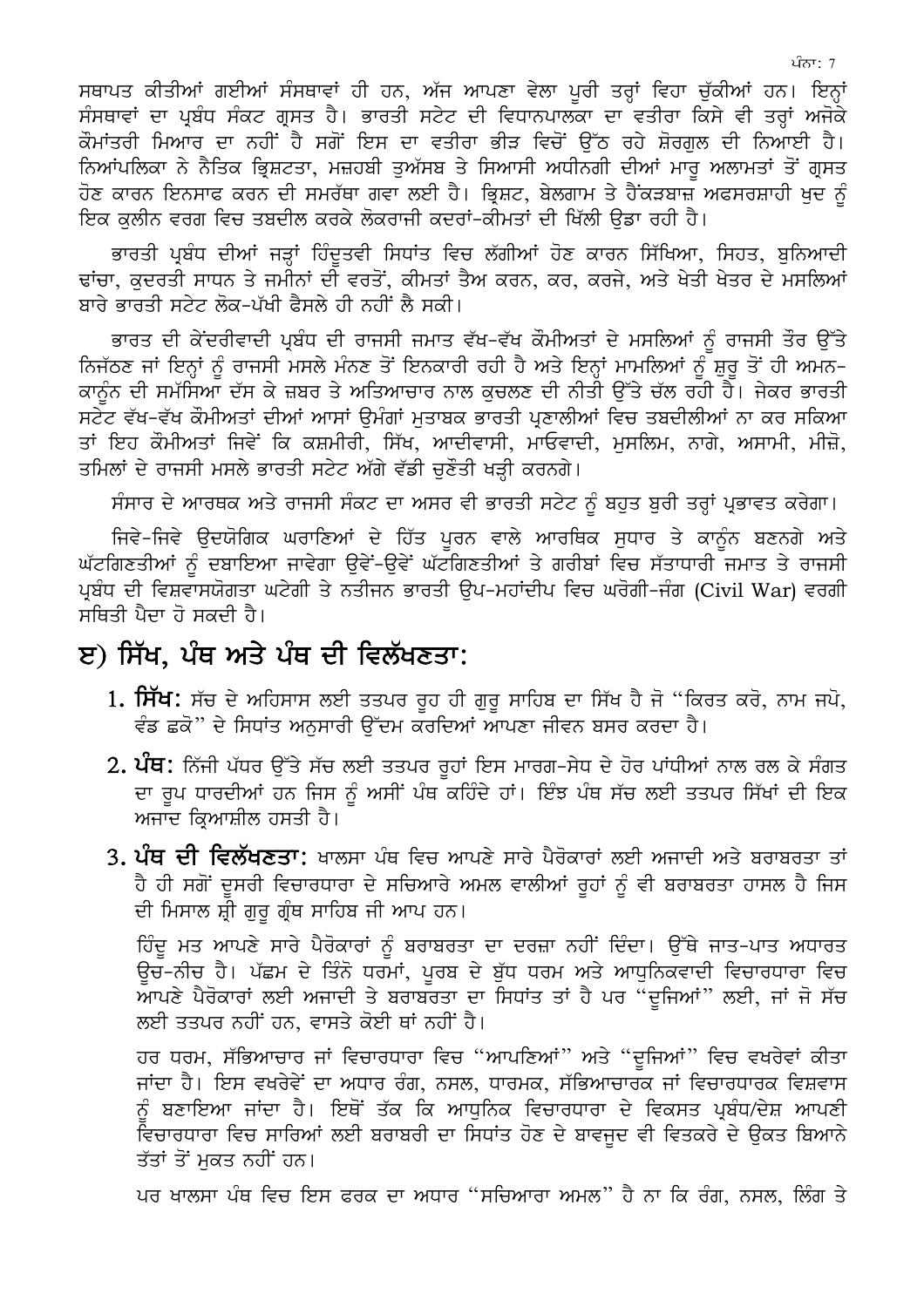ਸਥਾਪਤ ਕੀਤੀਆਂ ਗਈਆਂ ਸੰਸਥਾਵਾਂ ਹੀ ਹਨ, ਅੱਜ ਆਪਣਾ ਵੇਲਾ ਪੂਰੀ ਤਰ੍ਹਾਂ ਵਿਹਾ ਚੁੱਕੀਆਂ ਹਨ। ਇਨ੍ਹਾਂ ਸੰਸਥਾਵਾਂ ਦਾ ਪ੍ਰਬੰਧ ਸੰਕਟ ਗ੍ਰਸਤ ਹੈ। ਭਾਰਤੀ ਸਟੇਟ ਦੀ ਵਿਧਾਨਪਾਲਕਾ ਦਾ ਵਤੀਰਾ ਕਿਸੇ ਵੀ ਤਰ੍ਹਾਂ ਅਜੋਕੇ ਕੌਮਾਂਤਰੀ ਮਿਆਰ ਦਾ ਨਹੀਂ ਹੈ ਸਗੋਂ ਇਸ ਦਾ ਵਤੀਰਾ ਭੀੜ ਵਿਚੋਂ ਉੱਠ ਰਹੇ ਸ਼ੋਰਗੁਲ ਦੀ ਨਿਆਈ ਹੈ। ਨਿਆਂਪਲਿਕਾ ਨੇ ਨੈਤਿਕ ਭ੍ਰਿਸ਼ਟਤਾ, ਮਜ਼ਹਬੀ ਤੁਅੱਸਬ ਤੇ ਸਿਆਸੀ ਅਧੀਨਗੀ ਦੀਆਂ ਮਾਰੂ ਅਲਾਮਤਾਂ ਤੋਂ ਗ੍ਰਸਤ ਹੋਣ ਕਾਰਨ ਇਨਸਾਫ ਕਰਨ ਦੀ ਸਮਰੱਥਾ ਗਵਾ ਲਈ ਹੈ। ਭ੍ਰਿਸ਼ਟ, ਬੇਲਗਾਮ ਤੇ ਹੈਂਕੜਬਾਜ਼ ਅਫਸਰਸ਼ਾਹੀ ਖੁਦ ਨੂੰ ਇਕ ਕੁਲੀਨ ਵਰਗ ਵਿਚ ਤਬਦੀਲ ਕਰਕੇ ਲੋਕਰਾਜੀ ਕਦਰਾਂ-ਕੀਮਤਾਂ ਦੀ ਖਿੱਲੀ ਉਡਾ ਰਹੀ ਹੈ।

ਭਾਰਤੀ ਪ੍ਰਬੰਧ ਦੀਆਂ ਜੜ੍ਹਾਂ ਹਿੰਦੂਤਵੀ ਸਿਧਾਂਤ ਵਿਚ ਲੱਗੀਆਂ ਹੋਣ ਕਾਰਨ ਸਿੱਖਿਆ, ਸਿਹਤ, ਬੁਨਿਆਦੀ ਢਾਂਚਾ, ਕੁਦਰਤੀ ਸਾਧਨ ਤੇ ਜਮੀਨਾਂ ਦੀ ਵਰਤੋਂ, ਕੀਮਤਾਂ ਤੈਅ ਕਰਨ, ਕਰ, ਕਰਜੇ, ਅਤੇ ਖੇਤੀ ਖੇਤਰ ਦੇ ਮਸਲਿਆਂ ਬਾਰੇ ਭਾਰਤੀ ਸਟੇਟ ਲੋਕ-ਪੱਖੀ ਫੈਸਲੇ ਹੀ ਨਹੀਂ ਲੈ ਸਕੀ।

ਭਾਰਤ ਦੀ ਕੇਂਦਰੀਵਾਦੀ ਪ੍ਰਬੰਧ ਦੀ ਰਾਜਸੀ ਜਮਾਤ ਵੱਖ-ਵੱਖ ਕੌਮੀਅਤਾਂ ਦੇ ਮਸਲਿਆਂ ਨੂੰ ਰਾਜਸੀ ਤੌਰ ਉੱਤੇ ਨਿਜੱਠਣ ਜਾਂ ਇਨ੍ਹਾਂ ਨੂੰ ਰਾਜਸੀ ਮਸਲੇ ਮੰਨਣ ਤੋਂ ਇਨਕਾਰੀ ਰਹੀ ਹੈ ਅਤੇ ਇਨ੍ਹਾਂ ਮਾਮਲਿਆਂ ਨੂੰ ਸ਼ੁਰੂ ਤੋਂ ਹੀ ਅਮਨ-ਕਾਨੂੰਨ ਦੀ ਸਮੱਸਿਆ ਦੱਸ ਕੇ ਜ਼ਬਰ ਤੇ ਅਤਿਆਚਾਰ ਨਾਲ ਕੁਚਲਣ ਦੀ ਨੀਤੀ ਉੱਤੇ ਚੱਲ ਰਹੀ ਹੈ। ਜੇਕਰ ਭਾਰਤੀ ਸਟੇਟ ਵੱਖ-ਵੱਖ ਕੌਮੀਅਤਾਂ ਦੀਆਂ ਆਸਾਂ ਉਮੰਗਾਂ ਮੁਤਾਬਕ ਭਾਰਤੀ ਪ੍ਰਣਾਲੀਆਂ ਵਿਚ ਤਬਦੀਲੀਆਂ ਨਾ ਕਰ ਸਕਿਆ ਤਾਂ ਇਹ ਕੌਮੀਅਤਾਂ ਜਿਵੇਂ ਕਿ ਕਸ਼ਮੀਰੀ, ਸਿੱਖ, ਆਦੀਵਾਸੀ, ਮਾਓਵਾਦੀ, ਮੁਸਲਿਮ, ਨਾਗੇ, ਅਸਾਮੀ, ਮੀਜ਼ੋ, ਤਮਿਲਾਂ ਦੇ ਰਾਜਸੀ ਮਸਲੇ ਭਾਰਤੀ ਸਟੇਟ ਅੱਗੇ ਵੱਡੀ ਚੁਣੌਤੀ ਖੜ੍ਹੀ ਕਰਨਗੇ।

ਸੰਸਾਰ ਦੇ ਆਰਥਕ ਅਤੇ ਰਾਜਸੀ ਸੰਕਟ ਦਾ ਅਸਰ ਵੀ ਭਾਰਤੀ ਸਟੇਟ ਨੂੰ ਬਹੁਤ ਬੁਰੀ ਤਰ੍ਹਾਂ ਪ੍ਰਭਾਵਤ ਕਰੇਗਾ।

ਜਿਵੇ-ਜਿਵੇ ਉਦਯੋਗਿਕ ਘਰਾਣਿਆਂ ਦੇ ਹਿੱਤ ਪੂਰਨ ਵਾਲੇ ਆਰਥਿਕ ਸੁਧਾਰ ਤੇ ਕਾਨੂੰਨ ਬਣਨਗੇ ਅਤੇ ਘੱਟਗਿਣਤੀਆਂ ਨੂੰ ਦਬਾਇਆ ਜਾਵੇਗਾ ਉਵੇਂ-ਉਵੇਂ ਘੱਟਗਿਣਤੀਆਂ ਤੇ ਗਰੀਬਾਂ ਵਿਚ ਸੱਤਾਧਾਰੀ ਜਮਾਤ ਤੇ ਰਾਜਸੀ ਪ੍ਰਬੰਧ ਦੀ ਵਿਸ਼ਵਾਸਯੋਗਤਾ ਘਟੇਗੀ ਤੇ ਨਤੀਜਨ ਭਾਰਤੀ ਉਪ-ਮਹਾਂਦੀਪ ਵਿਚ ਘਰੋਗੀ-ਜੰਗ (Civil War) ਵਰਗੀ ਸਥਿਤੀ ਪੈਦਾ ਹੋ ਸਕਦੀ ਹੈ।

## ੲ) ਸਿੱਖ, ਪੰਥ ਅਤੇ ਪੰਥ ਦੀ ਵਿਲੱਖਣਤਾ:

1. **ਸਿੱਖ:** ਸੱਚ ਦੇ ਅਹਿਸਾਸ ਲਈ ਤਤਪਰ ਰੂਹ ਹੀ ਗੁਰੂ ਸਾਹਿਬ ਦਾ ਸਿੱਖ ਹੈ ਜੋ "ਕਿਰਤ ਕਰੋ, ਨਾਮ ਜਪੋ, ਵੰਡ ਛਕੋ" ਦੇ ਸਿਧਾਂਤ ਅਨੁਸਾਰੀ ਉੱਦਮ ਕਰਦਿਆਂ ਆਪਣਾ ਜੀਵਨ ਬਸਰ ਕਰਦਾ ਹੈ।

2. **ਪੰਥ:** ਨਿੱਜੀ ਪੱਧਰ ਉੱਤੇ ਸੱਚ ਲਈ ਤਤਪਰ ਰੂਹਾਂ ਇਸ ਮਾਰਗ-ਸੋਧ ਦੇ ਹੋਰ ਪਾਂਧੀਆਂ ਨਾਲ ਰਲ ਕੇ ਸੰਗਤ ਦਾ ਰੂਪ ਧਾਰਦੀਆਂ ਹਨ ਜਿਸ ਨੂੰ ਅਸੀਂ ਪੰਥ ਕਹਿੰਦੇ ਹਾਂ। ਇੰਝ ਪੰਥ ਸੱਚ ਲਈ ਤਤਪਰ ਸਿੱਖਾਂ ਦੀ ਇਕ ਅਜਾਦ ਕ੍ਰਿਆਸ਼ੀਲ ਹਸਤੀ ਹੈ।

3. **ਪੰਥ ਦੀ ਵਿਲੱਖਣਤਾ:** ਖਾਲਸਾ ਪੰਥ ਵਿਚ ਆਪਣੇ ਸਾਰੇ ਪੈਰੋਕਾਰਾਂ ਲਈ ਅਜਾਦੀ ਅਤੇ ਬਰਾਬਰਤਾ ਤਾਂ ਹੈ ਹੀ ਸਗੋਂ ਦੂਸਰੀ ਵਿਚਾਰਧਾਰਾ ਦੇ ਸਚਿਆਰੇ ਅਮਲ ਵਾਲੀਆਂ ਰੂਹਾਂ ਨੂੰ ਵੀ ਬਰਾਬਰਤਾ ਹਾਸਲ ਹੈ ਜਿਸ ਦੀ ਮਿਸਾਲ ਸ਼੍ਰੀ ਗੁਰੂ ਗ੍ਰੰਥ ਸਾਹਿਬ ਜੀ ਆਪ ਹਨ।

   ਹਿੰਦੂ ਮਤ ਆਪਣੇ ਸਾਰੇ ਪੈਰੋਕਾਰਾਂ ਨੂੰ ਬਰਾਬਰਤਾ ਦਾ ਦਰਜ਼ਾ ਨਹੀਂ ਦਿੰਦਾ। ਉੱਥੇ ਜਾਤ-ਪਾਤ ਅਧਾਰਤ ਉਚ-ਨੀਚ ਹੈ। ਪੱਛਮ ਦੇ ਤਿੰਨੋ ਧਰਮਾਂ, ਪੂਰਬ ਦੇ ਬੁੱਧ ਧਰਮ ਅਤੇ ਆਧੁਨਿਕਵਾਦੀ ਵਿਚਾਰਧਾਰਾ ਵਿਚ ਆਪਣੇ ਪੈਰੋਕਾਰਾਂ ਲਈ ਅਜਾਦੀ ਤੇ ਬਰਾਬਰਤਾ ਦਾ ਸਿਧਾਂਤ ਤਾਂ ਹੈ ਪਰ "ਦੂਜਿਆਂ" ਲਈ, ਜਾਂ ਜੋ ਸੱਚ ਲਈ ਤਤਪਰ ਨਹੀਂ ਹਨ, ਵਾਸਤੇ ਕੋਈ ਥਾਂ ਨਹੀਂ ਹੈ।

   ਹਰ ਧਰਮ, ਸੱਭਿਆਚਾਰ ਜਾਂ ਵਿਚਾਰਧਾਰਾ ਵਿਚ "ਆਪਣਿਆਂ" ਅਤੇ "ਦੂਜਿਆਂ" ਵਿਚ ਵਖਰੇਵਾਂ ਕੀਤਾ ਜਾਂਦਾ ਹੈ। ਇਸ ਵਖਰੇਵੇਂ ਦਾ ਅਧਾਰ ਰੰਗ, ਨਸਲ, ਧਾਰਮਕ, ਸੱਭਿਆਚਾਰਕ ਜਾਂ ਵਿਚਾਰਧਾਰਕ ਵਿਸ਼ਵਾਸ ਨੂੰ ਬਣਾਇਆ ਜਾਂਦਾ ਹੈ। ਇਥੋਂ ਤੱਕ ਕਿ ਆਧੁਨਿਕ ਵਿਚਾਰਧਾਰਾ ਦੇ ਵਿਕਸਤ ਪ੍ਰਬੰਧ/ਦੇਸ਼ ਆਪਣੀ ਵਿਚਾਰਧਾਰਾ ਵਿਚ ਸਾਰਿਆਂ ਲਈ ਬਰਾਬਰੀ ਦਾ ਸਿਧਾਂਤ ਹੋਣ ਦੇ ਬਾਵਜੂਦ ਵੀ ਵਿਤਕਰੇ ਦੇ ਉਕਤ ਬਿਆਨੇ ਤੱਤਾਂ ਤੋਂ ਮੁਕਤ ਨਹੀਂ ਹਨ।

   ਪਰ ਖਾਲਸਾ ਪੰਥ ਵਿਚ ਇਸ ਫਰਕ ਦਾ ਅਧਾਰ "ਸਚਿਆਰਾ ਅਮਲ" ਹੈ ਨਾ ਕਿ ਰੰਗ, ਨਸਲ, ਲਿੰਗ ਤੇ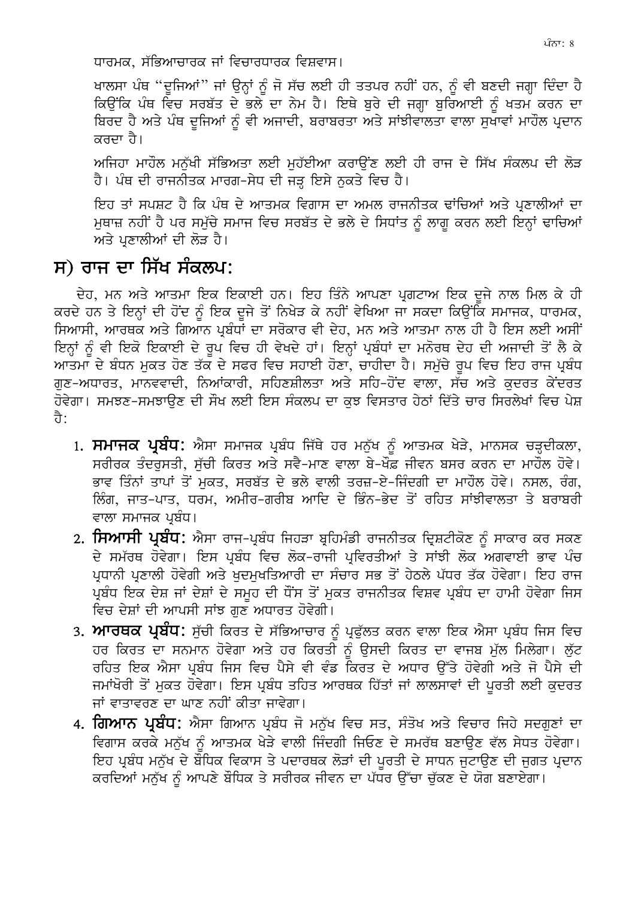ਧਾਰਮਕ, ਸੱਭਿਆਚਾਰਕ ਜਾਂ ਵਿਚਾਰਧਾਰਕ ਵਿਸ਼ਵਾਸ।

ਖਾਲਸਾ ਪੰਥ "ਦੂਜਿਆਂ" ਜਾਂ ਉਨ੍ਹਾਂ ਨੂੰ ਜੋ ਸੱਚ ਲਈ ਹੀ ਤਤਪਰ ਨਹੀਂ ਹਨ, ਨੂੰ ਵੀ ਬਣਦੀ ਜਗ੍ਹਾ ਦਿੰਦਾ ਹੈ ਕਿਉਂਕਿ ਪੰਥ ਵਿਚ ਸਰਬੱਤ ਦੇ ਭਲੇ ਦਾ ਨੇਮ ਹੈ। ਇਥੇ ਬੁਰੇ ਦੀ ਜਗ੍ਹਾ ਬੁਰਿਆਈ ਨੂੰ ਖਤਮ ਕਰਨ ਦਾ ਬਿਰਦ ਹੈ ਅਤੇ ਪੰਥ ਦੂਜਿਆਂ ਨੂੰ ਵੀ ਅਜਾਦੀ, ਬਰਾਬਰਤਾ ਅਤੇ ਸਾਂਝੀਵਾਲਤਾ ਵਾਲਾ ਸੁਖਾਵਾਂ ਮਾਹੌਲ ਪ੍ਰਦਾਨ ਕਰਦਾ ਹੈ।

ਅਜਿਹਾ ਮਾਹੌਲ ਮਨੁੱਖੀ ਸੱਭਿਅਤਾ ਲਈ ਮੁਹੱਈਆ ਕਰਾਉਂਣ ਲਈ ਹੀ ਰਾਜ ਦੇ ਸਿੱਖ ਸੰਕਲਪ ਦੀ ਲੋੜ ਹੈ। ਪੰਥ ਦੀ ਰਾਜਨੀਤਕ ਮਾਰਗ-ਸੇਧ ਦੀ ਜੜ੍ਹ ਇਸੇ ਨੁਕਤੇ ਵਿਚ ਹੈ।

ਇਹ ਤਾਂ ਸਪਸ਼ਟ ਹੈ ਕਿ ਪੰਥ ਦੇ ਆਤਮਕ ਵਿਗਾਸ ਦਾ ਅਮਲ ਰਾਜਨੀਤਕ ਢਾਂਚਿਆਂ ਅਤੇ ਪ੍ਰਣਾਲੀਆਂ ਦਾ ਮੁਥਾਜ਼ ਨਹੀਂ ਹੈ ਪਰ ਸਮੁੱਚੇ ਸਮਾਜ ਵਿਚ ਸਰਬੱਤ ਦੇ ਭਲੇ ਦੇ ਸਿਧਾਂਤ ਨੂੰ ਲਾਗੂ ਕਰਨ ਲਈ ਇਨ੍ਹਾਂ ਢਾਚਿਆਂ ਅਤੇ ਪ੍ਰਣਾਲੀਆਂ ਦੀ ਲੋੜ ਹੈ।

## ਸ) ਰਾਜ ਦਾ ਸਿੱਖ ਸੰਕਲਪ:

ਦੇਹ, ਮਨ ਅਤੇ ਆਤਮਾ ਇਕ ਇਕਾਈ ਹਨ। ਇਹ ਤਿੰਨੇ ਆਪਣਾ ਪ੍ਰਗਟਾਅ ਇਕ ਦੂਜੇ ਨਾਲ ਮਿਲ ਕੇ ਹੀ ਕਰਦੇ ਹਨ ਤੇ ਇਨ੍ਹਾਂ ਦੀ ਹੋਂਦ ਨੂੰ ਇਕ ਦੂਜੇ ਤੋਂ ਨਿਖੇੜ ਕੇ ਨਹੀਂ ਵੇਖਿਆ ਜਾ ਸਕਦਾ ਕਿਉਂਕਿ ਸਮਾਜਕ, ਧਾਰਮਕ, ਸਿਆਸੀ, ਆਰਥਕ ਅਤੇ ਗਿਆਨ ਪ੍ਰਬੰਧਾਂ ਦਾ ਸਰੋਕਾਰ ਵੀ ਦੇਹ, ਮਨ ਅਤੇ ਆਤਮਾ ਨਾਲ ਹੀ ਹੈ ਇਸ ਲਈ ਅਸੀਂ ਇਨ੍ਹਾਂ ਨੂੰ ਵੀ ਇਕੋ ਇਕਾਈ ਦੇ ਰੂਪ ਵਿਚ ਹੀ ਵੇਖਦੇ ਹਾਂ। ਇਨ੍ਹਾਂ ਪ੍ਰਬੰਧਾਂ ਦਾ ਮਨੋਰਥ ਦੇਹ ਦੀ ਅਜਾਦੀ ਤੋਂ ਲੈ ਕੇ ਆਤਮਾ ਦੇ ਬੰਧਨ ਮੁਕਤ ਹੋਣ ਤੱਕ ਦੇ ਸਫਰ ਵਿਚ ਸਹਾਈ ਹੋਣਾ, ਚਾਹੀਦਾ ਹੈ। ਸਮੁੱਚੇ ਰੂਪ ਵਿਚ ਇਹ ਰਾਜ ਪ੍ਰਬੰਧ ਗੁਣ-ਅਧਾਰਤ, ਮਾਨਵਵਾਦੀ, ਨਿਆਂਕਾਰੀ, ਸਹਿਣਸ਼ੀਲਤਾ ਅਤੇ ਸਹਿ-ਹੋਂਦ ਵਾਲਾ, ਸੱਚ ਅਤੇ ਕੁਦਰਤ ਕੇਂਦਰਤ ਹੋਵੇਗਾ। ਸਮਝਣ-ਸਮਝਾਉਣ ਦੀ ਸੌਖ ਲਈ ਇਸ ਸੰਕਲਪ ਦਾ ਕੁਝ ਵਿਸਤਾਰ ਹੇਠਾਂ ਦਿੱਤੇ ਚਾਰ ਸਿਰਲੇਖਾਂ ਵਿਚ ਪੇਸ਼ ਹੈ:

1. **ਸਮਾਜਕ ਪ੍ਰਬੰਧ:** ਐਸਾ ਸਮਾਜਕ ਪ੍ਰਬੰਧ ਜਿੱਥੇ ਹਰ ਮਨੁੱਖ ਨੂੰ ਆਤਮਕ ਖੇੜੇ, ਮਾਨਸਕ ਚੜ੍ਹਦੀਕਲਾ, ਸਰੀਰਕ ਤੰਦਰੁਸਤੀ, ਸੁੱਚੀ ਕਿਰਤ ਅਤੇ ਸਵੈ-ਮਾਣ ਵਾਲਾ ਬੇ-ਖੌਫ਼ ਜੀਵਨ ਬਸਰ ਕਰਨ ਦਾ ਮਾਹੌਲ ਹੋਵੇ। ਭਾਵ ਤਿੰਨਾਂ ਤਾਪਾਂ ਤੋਂ ਮੁਕਤ, ਸਰਬੱਤ ਦੇ ਭਲੇ ਵਾਲੀ ਤਰਜ਼-ਏ-ਜ਼ਿੰਦਗੀ ਦਾ ਮਾਹੌਲ ਹੋਵੇ। ਨਸਲ, ਰੰਗ, ਲਿੰਗ, ਜਾਤ-ਪਾਤ, ਧਰਮ, ਅਮੀਰ-ਗਰੀਬ ਆਦਿ ਦੇ ਭਿੰਨ-ਭੇਦ ਤੋਂ ਰਹਿਤ ਸਾਂਝੀਵਾਲਤਾ ਤੇ ਬਰਾਬਰੀ ਵਾਲਾ ਸਮਾਜਕ ਪ੍ਰਬੰਧ।
2. **ਸਿਆਸੀ ਪ੍ਰਬੰਧ:** ਐਸਾ ਰਾਜ-ਪ੍ਰਬੰਧ ਜਿਹੜਾ ਬ੍ਰਹਿਮੰਡੀ ਰਾਜਨੀਤਕ ਦ੍ਰਿਸ਼ਟੀਕੋਣ ਨੂੰ ਸਾਕਾਰ ਕਰ ਸਕਣ ਦੇ ਸਮੱਰਥ ਹੋਵੇਗਾ। ਇਸ ਪ੍ਰਬੰਧ ਵਿਚ ਲੋਕ-ਰਾਜੀ ਪ੍ਰਵਿਰਤੀਆਂ ਤੇ ਸਾਂਝੀ ਲੋਕ ਅਗਵਾਈ ਭਾਵ ਪੰਚ ਪ੍ਰਧਾਨੀ ਪ੍ਰਣਾਲੀ ਹੋਵੇਗੀ ਅਤੇ ਖੁਦਮੁਖਤਿਆਰੀ ਦਾ ਸੰਚਾਰ ਸਭ ਤੋਂ ਹੇਠਲੇ ਪੱਧਰ ਤੱਕ ਹੋਵੇਗਾ। ਇਹ ਰਾਜ ਪ੍ਰਬੰਧ ਇਕ ਦੇਸ਼ ਜਾਂ ਦੇਸ਼ਾਂ ਦੇ ਸਮੂਹ ਦੀ ਧੌਂਸ ਤੋਂ ਮੁਕਤ ਰਾਜਨੀਤਕ ਵਿਸ਼ਵ ਪ੍ਰਬੰਧ ਦਾ ਹਾਮੀ ਹੋਵੇਗਾ ਜਿਸ ਵਿਚ ਦੇਸ਼ਾਂ ਦੀ ਆਪਸੀ ਸਾਂਝ ਗੁਣ ਅਧਾਰਤ ਹੋਵੇਗੀ।
3. **ਆਰਥਕ ਪ੍ਰਬੰਧ:** ਸੁੱਚੀ ਕਿਰਤ ਦੇ ਸੱਭਿਆਚਾਰ ਨੂੰ ਪ੍ਰਫੁੱਲਤ ਕਰਨ ਵਾਲਾ ਇਕ ਐਸਾ ਪ੍ਰਬੰਧ ਜਿਸ ਵਿਚ ਹਰ ਕਿਰਤ ਦਾ ਸਨਮਾਨ ਹੋਵੇਗਾ ਅਤੇ ਹਰ ਕਿਰਤੀ ਨੂੰ ਉਸਦੀ ਕਿਰਤ ਦਾ ਵਾਜਬ ਮੁੱਲ ਮਿਲੇਗਾ। ਲੁੱਟ ਰਹਿਤ ਇਕ ਐਸਾ ਪ੍ਰਬੰਧ ਜਿਸ ਵਿਚ ਪੈਸੇ ਦੀ ਵੰਡ ਕਿਰਤ ਦੇ ਅਧਾਰ ਉੱਤੇ ਹੋਵੇਗੀ ਅਤੇ ਜੋ ਪੈਸੇ ਦੀ ਜਮਾਂਖੋਰੀ ਤੋਂ ਮੁਕਤ ਹੋਵੇਗਾ। ਇਸ ਪ੍ਰਬੰਧ ਤਹਿਤ ਆਰਥਕ ਹਿੱਤਾਂ ਜਾਂ ਲਾਲਸਾਵਾਂ ਦੀ ਪੂਰਤੀ ਲਈ ਕੁਦਰਤ ਜਾਂ ਵਾਤਾਵਰਣ ਦਾ ਘਾਣ ਨਹੀਂ ਕੀਤਾ ਜਾਵੇਗਾ।
4. **ਗਿਆਨ ਪ੍ਰਬੰਧ:** ਐਸਾ ਗਿਆਨ ਪ੍ਰਬੰਧ ਜੋ ਮਨੁੱਖ ਵਿਚ ਸਤ, ਸੰਤੋਖ ਅਤੇ ਵਿਚਾਰ ਜਿਹੇ ਸਦਗੁਣਾਂ ਦਾ ਵਿਗਾਸ ਕਰਕੇ ਮਨੁੱਖ ਨੂੰ ਆਤਮਕ ਖੇੜੇ ਵਾਲੀ ਜ਼ਿੰਦਗੀ ਜਿਓਣ ਦੇ ਸਮਰੱਥ ਬਣਾਉਣ ਵੱਲ ਸੇਧਤ ਹੋਵੇਗਾ। ਇਹ ਪ੍ਰਬੰਧ ਮਨੁੱਖ ਦੇ ਬੌਧਿਕ ਵਿਕਾਸ ਤੇ ਪਦਾਰਥਕ ਲੋੜਾਂ ਦੀ ਪੂਰਤੀ ਦੇ ਸਾਧਨ ਜੁਟਾਉਣ ਦੀ ਜੁਗਤ ਪ੍ਰਦਾਨ ਕਰਦਿਆਂ ਮਨੁੱਖ ਨੂੰ ਆਪਣੇ ਬੌਧਿਕ ਤੇ ਸਰੀਰਕ ਜੀਵਨ ਦਾ ਪੱਧਰ ਉੱਚਾ ਚੁੱਕਣ ਦੇ ਯੋਗ ਬਣਾਏਗਾ।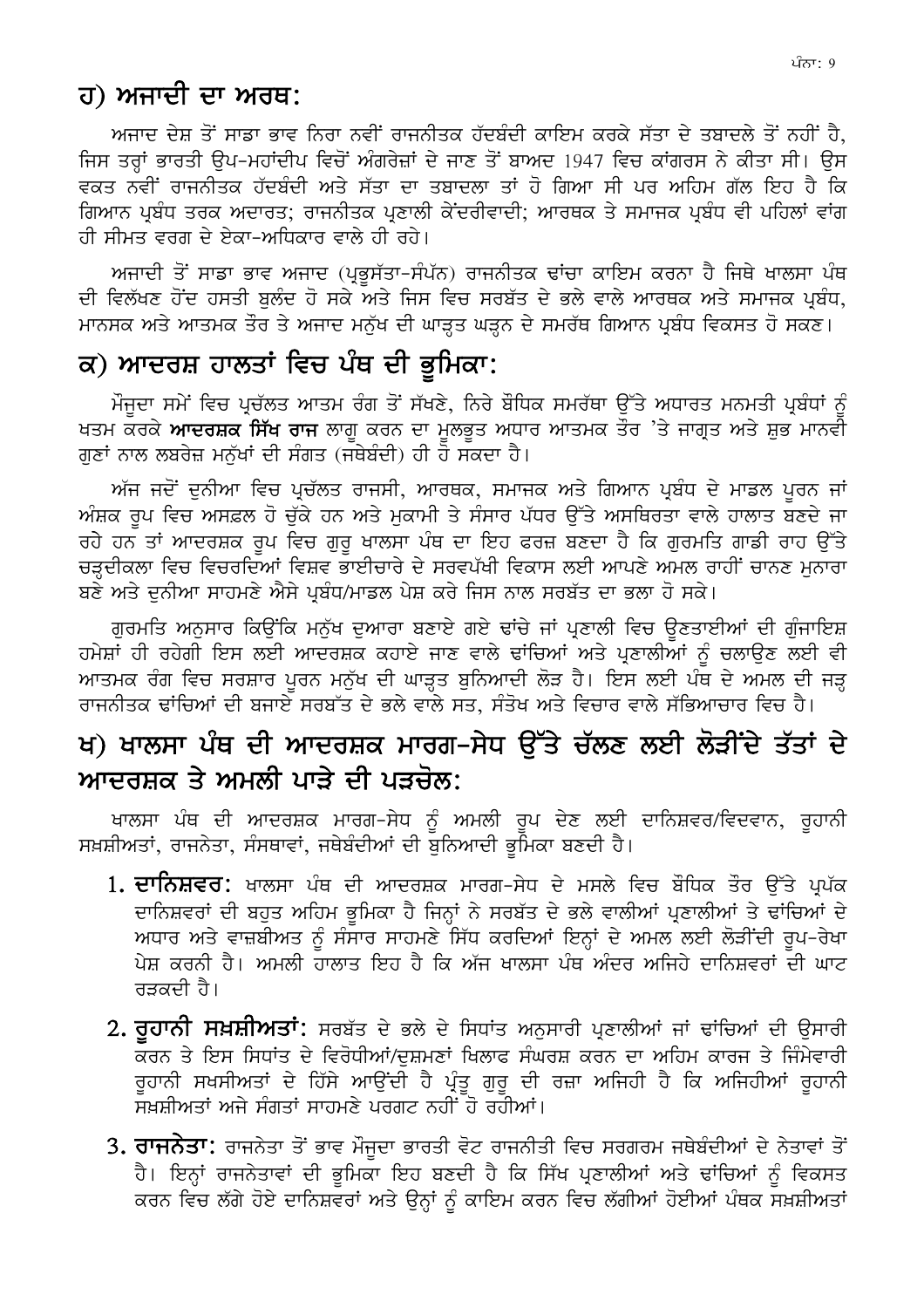## ਹ) ਅਜਾਦੀ ਦਾ ਅਰਥ:

ਅਜਾਦ ਦੇਸ਼ ਤੋਂ ਸਾਡਾ ਭਾਵ ਨਿਰਾ ਨਵੀਂ ਰਾਜਨੀਤਕ ਹੱਦਬੰਦੀ ਕਾਇਮ ਕਰਕੇ ਸੱਤਾ ਦੇ ਤਬਾਦਲੇ ਤੋਂ ਨਹੀਂ ਹੈ, ਜਿਸ ਤਰ੍ਹਾਂ ਭਾਰਤੀ ਉਪ-ਮਹਾਂਦੀਪ ਵਿਚੋਂ ਅੰਗਰੇਜ਼ਾਂ ਦੇ ਜਾਣ ਤੋਂ ਬਾਅਦ 1947 ਵਿਚ ਕਾਂਗਰਸ ਨੇ ਕੀਤਾ ਸੀ। ਉਸ ਵਕਤ ਨਵੀਂ ਰਾਜਨੀਤਕ ਹੱਦਬੰਦੀ ਅਤੇ ਸੱਤਾ ਦਾ ਤਬਾਦਲਾ ਤਾਂ ਹੋ ਗਿਆ ਸੀ ਪਰ ਅਹਿਮ ਗੱਲ ਇਹ ਹੈ ਕਿ ਗਿਆਨ ਪ੍ਰਬੰਧ ਤਰਕ ਅਦਾਰਤ; ਰਾਜਨੀਤਕ ਪ੍ਰਣਾਲੀ ਕੇਂਦਰੀਵਾਦੀ; ਆਰਥਕ ਤੇ ਸਮਾਜਕ ਪ੍ਰਬੰਧ ਵੀ ਪਹਿਲਾਂ ਵਾਂਗ ਹੀ ਸੀਮਤ ਵਰਗ ਦੇ ਏਕਾ-ਅਧਿਕਾਰ ਵਾਲੇ ਹੀ ਰਹੇ।

ਅਜਾਦੀ ਤੋਂ ਸਾਡਾ ਭਾਵ ਅਜਾਦ (ਪ੍ਰਭੂਸੱਤਾ-ਸੰਪੱਨ) ਰਾਜਨੀਤਕ ਢਾਂਚਾ ਕਾਇਮ ਕਰਨਾ ਹੈ ਜਿਥੇ ਖਾਲਸਾ ਪੰਥ ਦੀ ਵਿਲੱਖਣ ਹੋਂਦ ਹਸਤੀ ਬੁਲੰਦ ਹੋ ਸਕੇ ਅਤੇ ਜਿਸ ਵਿਚ ਸਰਬੱਤ ਦੇ ਭਲੇ ਵਾਲੇ ਆਰਥਕ ਅਤੇ ਸਮਾਜਕ ਪ੍ਰਬੰਧ, ਮਾਨਸਕ ਅਤੇ ਆਤਮਕ ਤੌਰ ਤੇ ਅਜਾਦ ਮਨੁੱਖ ਦੀ ਘਾੜ੍ਹਤ ਘੜ੍ਹਨ ਦੇ ਸਮਰੱਥ ਗਿਆਨ ਪ੍ਰਬੰਧ ਵਿਕਸਤ ਹੋ ਸਕਣ।

## ਕ) ਆਦਰਸ਼ ਹਾਲਤਾਂ ਵਿਚ ਪੰਥ ਦੀ ਭੂਮਿਕਾ:

ਮੌਜੂਦਾ ਸਮੇਂ ਵਿਚ ਪ੍ਰਚੱਲਤ ਆਤਮ ਰੰਗ ਤੋਂ ਸੱਖਣੇ, ਨਿਰੇ ਬੌਧਿਕ ਸਮਰੱਥਾ ਉੱਤੇ ਅਧਾਰਤ ਮਨਮਤੀ ਪ੍ਰਬੰਧਾਂ ਨੂੰ ਖਤਮ ਕਰਕੇ **ਆਦਰਸ਼ਕ ਸਿੱਖ ਰਾਜ** ਲਾਗੂ ਕਰਨ ਦਾ ਮੂਲਭੂਤ ਅਧਾਰ ਆਤਮਕ ਤੌਰ 'ਤੇ ਜਾਗ੍ਰਤ ਅਤੇ ਸ਼ੁਭ ਮਾਨਵੀ ਗੁਣਾਂ ਨਾਲ ਲਬਰੇਜ਼ ਮਨੁੱਖਾਂ ਦੀ ਸੰਗਤ (ਜਥੇਬੰਦੀ) ਹੀ ਹੋ ਸਕਦਾ ਹੈ।

ਅੱਜ ਜਦੋਂ ਦੁਨੀਆ ਵਿਚ ਪ੍ਰਚੱਲਤ ਰਾਜਸੀ, ਆਰਥਕ, ਸਮਾਜਕ ਅਤੇ ਗਿਆਨ ਪ੍ਰਬੰਧ ਦੇ ਮਾਡਲ ਪੂਰਨ ਜਾਂ ਅੰਸ਼ਕ ਰੂਪ ਵਿਚ ਅਸਫ਼ਲ ਹੋ ਚੁੱਕੇ ਹਨ ਅਤੇ ਮੁਕਾਮੀ ਤੇ ਸੰਸਾਰ ਪੱਧਰ ਉੱਤੇ ਅਸਥਿਰਤਾ ਵਾਲੇ ਹਾਲਾਤ ਬਣਦੇ ਜਾ ਰਹੇ ਹਨ ਤਾਂ ਆਦਰਸ਼ਕ ਰੂਪ ਵਿਚ ਗੁਰੂ ਖਾਲਸਾ ਪੰਥ ਦਾ ਇਹ ਫਰਜ਼ ਬਣਦਾ ਹੈ ਕਿ ਗੁਰਮਤਿ ਗਾਡੀ ਰਾਹ ਉੱਤੇ ਚੜ੍ਹਦੀਕਲਾ ਵਿਚ ਵਿਚਰਦਿਆਂ ਵਿਸ਼ਵ ਭਾਈਚਾਰੇ ਦੇ ਸਰਵਪੱਖੀ ਵਿਕਾਸ ਲਈ ਆਪਣੇ ਅਮਲ ਰਾਹੀਂ ਚਾਨਣ ਮੁਨਾਰਾ ਬਣੇ ਅਤੇ ਦੁਨੀਆ ਸਾਹਮਣੇ ਐਸੇ ਪ੍ਰਬੰਧ/ਮਾਡਲ ਪੇਸ਼ ਕਰੇ ਜਿਸ ਨਾਲ ਸਰਬੱਤ ਦਾ ਭਲਾ ਹੋ ਸਕੇ।

ਗੁਰਮਤਿ ਅਨੁਸਾਰ ਕਿਉਂਕਿ ਮਨੁੱਖ ਦੁਆਰਾ ਬਣਾਏ ਗਏ ਢਾਂਚੇ ਜਾਂ ਪ੍ਰਣਾਲੀ ਵਿਚ ਊਣਤਾਈਆਂ ਦੀ ਗੁੰਜਾਇਸ਼ ਹਮੇਸ਼ਾਂ ਹੀ ਰਹੇਗੀ ਇਸ ਲਈ ਆਦਰਸ਼ਕ ਕਹਾਏ ਜਾਣ ਵਾਲੇ ਢਾਂਚਿਆਂ ਅਤੇ ਪ੍ਰਣਾਲੀਆਂ ਨੂੰ ਚਲਾਉਣ ਲਈ ਵੀ ਆਤਮਕ ਰੰਗ ਵਿਚ ਸਰਸ਼ਾਰ ਪੂਰਨ ਮਨੁੱਖ ਦੀ ਘਾੜ੍ਹਤ ਬੁਨਿਆਦੀ ਲੋੜ ਹੈ। ਇਸ ਲਈ ਪੰਥ ਦੇ ਅਮਲ ਦੀ ਜੜ੍ਹ ਰਾਜਨੀਤਕ ਢਾਂਚਿਆਂ ਦੀ ਬਜਾਏ ਸਰਬੱਤ ਦੇ ਭਲੇ ਵਾਲੇ ਸਤ, ਸੰਤੋਖ ਅਤੇ ਵਿਚਾਰ ਵਾਲੇ ਸੱਭਿਆਚਾਰ ਵਿਚ ਹੈ।

## ਖ) ਖਾਲਸਾ ਪੰਥ ਦੀ ਆਦਰਸ਼ਕ ਮਾਰਗ-ਸੇਧ ਉੱਤੇ ਚੱਲਣ ਲਈ ਲੋੜੀਂਦੇ ਤੱਤਾਂ ਦੇ ਆਦਰਸ਼ਕ ਤੇ ਅਮਲੀ ਪਾੜੇ ਦੀ ਪੜਚੋਲ:

ਖਾਲਸਾ ਪੰਥ ਦੀ ਆਦਰਸ਼ਕ ਮਾਰਗ-ਸੇਧ ਨੂੰ ਅਮਲੀ ਰੂਪ ਦੇਣ ਲਈ ਦਾਨਿਸ਼ਵਰ/ਵਿਦਵਾਨ, ਰੂਹਾਨੀ ਸਖ਼ਸ਼ੀਅਤਾਂ, ਰਾਜਨੇਤਾ, ਸੰਸਥਾਵਾਂ, ਜਥੇਬੰਦੀਆਂ ਦੀ ਬੁਨਿਆਦੀ ਭੂਮਿਕਾ ਬਣਦੀ ਹੈ।

1. **ਦਾਨਿਸ਼ਵਰ:** ਖਾਲਸਾ ਪੰਥ ਦੀ ਆਦਰਸ਼ਕ ਮਾਰਗ-ਸੇਧ ਦੇ ਮਸਲੇ ਵਿਚ ਬੌਧਿਕ ਤੌਰ ਉੱਤੇ ਪ੍ਰਪੱਕ ਦਾਨਿਸ਼ਵਰਾਂ ਦੀ ਬਹੁਤ ਅਹਿਮ ਭੂਮਿਕਾ ਹੈ ਜਿਨ੍ਹਾਂ ਨੇ ਸਰਬੱਤ ਦੇ ਭਲੇ ਵਾਲੀਆਂ ਪ੍ਰਣਾਲੀਆਂ ਤੇ ਢਾਂਚਿਆਂ ਦੇ ਅਧਾਰ ਅਤੇ ਵਾਜ਼ਬੀਅਤ ਨੂੰ ਸੰਸਾਰ ਸਾਹਮਣੇ ਸਿੱਧ ਕਰਦਿਆਂ ਇਨ੍ਹਾਂ ਦੇ ਅਮਲ ਲਈ ਲੋੜੀਂਦੀ ਰੂਪ-ਰੇਖਾ ਪੇਸ਼ ਕਰਨੀ ਹੈ। ਅਮਲੀ ਹਾਲਾਤ ਇਹ ਹੈ ਕਿ ਅੱਜ ਖਾਲਸਾ ਪੰਥ ਅੰਦਰ ਅਜਿਹੇ ਦਾਨਿਸ਼ਵਰਾਂ ਦੀ ਘਾਟ ਰੜਕਦੀ ਹੈ।

2. **ਰੂਹਾਨੀ ਸਖ਼ਸ਼ੀਅਤਾਂ:** ਸਰਬੱਤ ਦੇ ਭਲੇ ਦੇ ਸਿਧਾਂਤ ਅਨੁਸਾਰੀ ਪ੍ਰਣਾਲੀਆਂ ਜਾਂ ਢਾਂਚਿਆਂ ਦੀ ਉਸਾਰੀ ਕਰਨ ਤੇ ਇਸ ਸਿਧਾਂਤ ਦੇ ਵਿਰੋਧੀਆਂ/ਦੁਸ਼ਮਣਾਂ ਖਿਲਾਫ ਸੰਘਰਸ਼ ਕਰਨ ਦਾ ਅਹਿਮ ਕਾਰਜ ਤੇ ਜਿੰਮੇਵਾਰੀ ਰੂਹਾਨੀ ਸਖਸੀਅਤਾਂ ਦੇ ਹਿੱਸੇ ਆਉਂਦੀ ਹੈ ਪ੍ਰੰਤੂ ਗੁਰੂ ਦੀ ਰਜ਼ਾ ਅਜਿਹੀ ਹੈ ਕਿ ਅਜਿਹੀਆਂ ਰੂਹਾਨੀ ਸਖ਼ਸ਼ੀਅਤਾਂ ਅਜੇ ਸੰਗਤਾਂ ਸਾਹਮਣੇ ਪਰਗਟ ਨਹੀਂ ਹੋ ਰਹੀਆਂ।

3. **ਰਾਜਨੇਤਾ:** ਰਾਜਨੇਤਾ ਤੋਂ ਭਾਵ ਮੌਜੂਦਾ ਭਾਰਤੀ ਵੋਟ ਰਾਜਨੀਤੀ ਵਿਚ ਸਰਗਰਮ ਜਥੇਬੰਦੀਆਂ ਦੇ ਨੇਤਾਵਾਂ ਤੋਂ ਹੈ। ਇਨ੍ਹਾਂ ਰਾਜਨੇਤਾਵਾਂ ਦੀ ਭੂਮਿਕਾ ਇਹ ਬਣਦੀ ਹੈ ਕਿ ਸਿੱਖ ਪ੍ਰਣਾਲੀਆਂ ਅਤੇ ਢਾਂਚਿਆਂ ਨੂੰ ਵਿਕਸਤ ਕਰਨ ਵਿਚ ਲੱਗੇ ਹੋਏ ਦਾਨਿਸ਼ਵਰਾਂ ਅਤੇ ਉਨ੍ਹਾਂ ਨੂੰ ਕਾਇਮ ਕਰਨ ਵਿਚ ਲੱਗੀਆਂ ਹੋਈਆਂ ਪੰਥਕ ਸਖ਼ਸ਼ੀਅਤਾਂ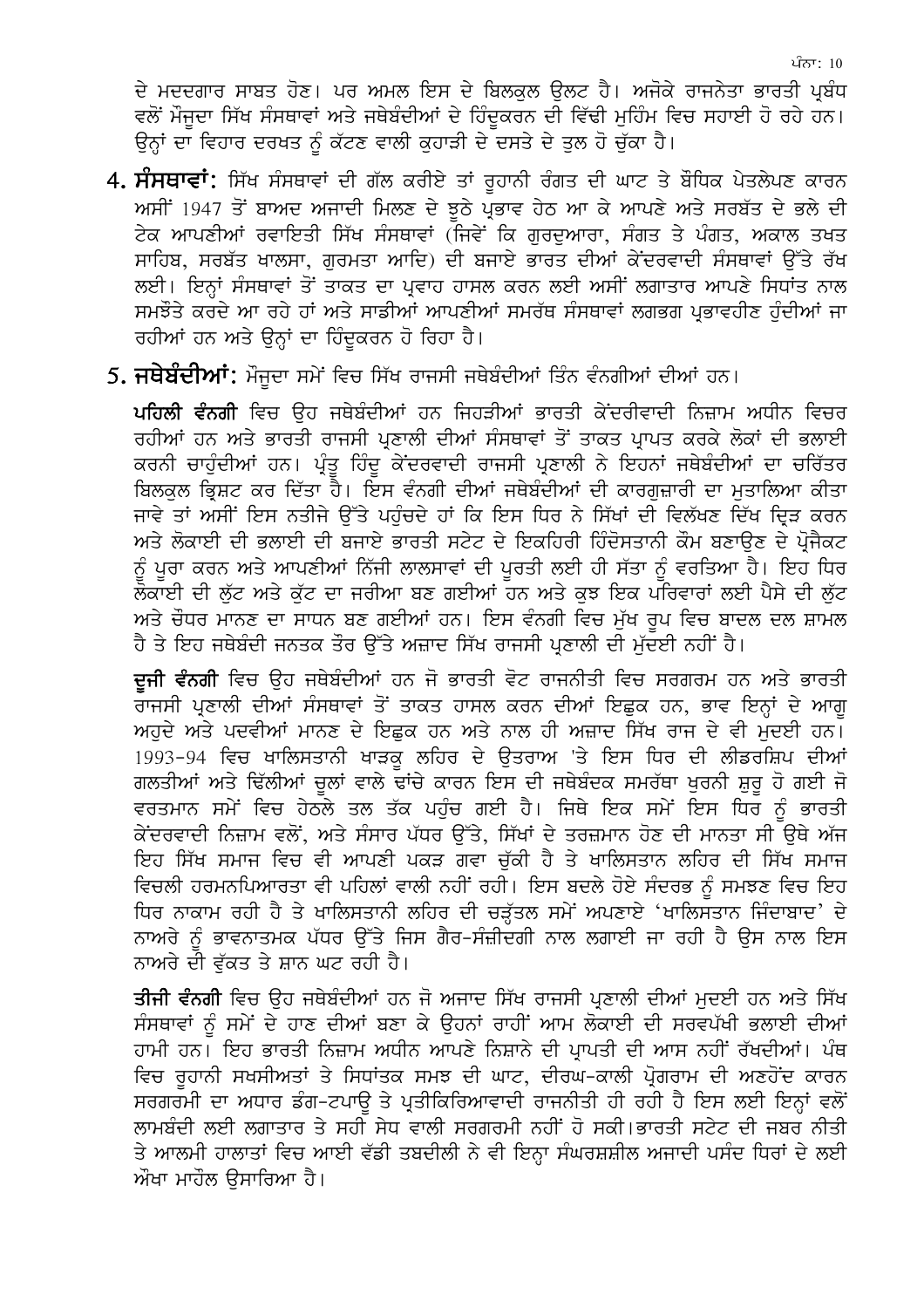ਦੇ ਮਦਦਗਾਰ ਸਾਬਤ ਹੋਣ। ਪਰ ਅਮਲ ਇਸ ਦੇ ਬਿਲਕੁਲ ਉਲਟ ਹੈ। ਅਜੋਕੇ ਰਾਜਨੇਤਾ ਭਾਰਤੀ ਪ੍ਰਬੰਧ ਵਲੋਂ ਮੌਜੂਦਾ ਸਿੱਖ ਸੰਸਥਾਵਾਂ ਅਤੇ ਜਥੇਬੰਦੀਆਂ ਦੇ ਹਿੰਦੂਕਰਨ ਦੀ ਵਿੱਢੀ ਮੁਹਿੰਮ ਵਿਚ ਸਹਾਈ ਹੋ ਰਹੇ ਹਨ। ਉਨ੍ਹਾਂ ਦਾ ਵਿਹਾਰ ਦਰਖਤ ਨੂੰ ਕੱਟਣ ਵਾਲੀ ਕੁਹਾੜੀ ਦੇ ਦਸਤੇ ਦੇ ਤੁਲ ਹੋ ਚੁੱਕਾ ਹੈ।

4. **ਸੰਸਥਾਵਾਂ:** ਸਿੱਖ ਸੰਸਥਾਵਾਂ ਦੀ ਗੱਲ ਕਰੀਏ ਤਾਂ ਰੂਹਾਨੀ ਰੰਗਤ ਦੀ ਘਾਟ ਤੇ ਬੌਧਿਕ ਪੇਤਲੇਪਣ ਕਾਰਨ ਅਸੀਂ 1947 ਤੋਂ ਬਾਅਦ ਅਜਾਦੀ ਮਿਲਣ ਦੇ ਝੂਠੇ ਪ੍ਰਭਾਵ ਹੇਠ ਆ ਕੇ ਆਪਣੇ ਅਤੇ ਸਰਬੱਤ ਦੇ ਭਲੇ ਦੀ ਟੇਕ ਆਪਣੀਆਂ ਰਵਾਇਤੀ ਸਿੱਖ ਸੰਸਥਾਵਾਂ (ਜਿਵੇਂ ਕਿ ਗੁਰਦੁਆਰਾ, ਸੰਗਤ ਤੇ ਪੰਗਤ, ਅਕਾਲ ਤਖਤ ਸਾਹਿਬ, ਸਰਬੱਤ ਖਾਲਸਾ, ਗੁਰਮਤਾ ਆਦਿ) ਦੀ ਬਜਾਏ ਭਾਰਤ ਦੀਆਂ ਕੇਂਦਰਵਾਦੀ ਸੰਸਥਾਵਾਂ ਉੱਤੇ ਰੱਖ ਲਈ। ਇਨ੍ਹਾਂ ਸੰਸਥਾਵਾਂ ਤੋਂ ਤਾਕਤ ਦਾ ਪ੍ਰਵਾਹ ਹਾਸਲ ਕਰਨ ਲਈ ਅਸੀਂ ਲਗਾਤਾਰ ਆਪਣੇ ਸਿਧਾਂਤ ਨਾਲ ਸਮਝੌਤੇ ਕਰਦੇ ਆ ਰਹੇ ਹਾਂ ਅਤੇ ਸਾਡੀਆਂ ਆਪਣੀਆਂ ਸਮਰੱਥ ਸੰਸਥਾਵਾਂ ਲਗਭਗ ਪ੍ਰਭਾਵਹੀਣ ਹੁੰਦੀਆਂ ਜਾ ਰਹੀਆਂ ਹਨ ਅਤੇ ਉਨ੍ਹਾਂ ਦਾ ਹਿੰਦੂਕਰਨ ਹੋ ਰਿਹਾ ਹੈ।

5. **ਜਥੇਬੰਦੀਆਂ:** ਮੌਜੂਦਾ ਸਮੇਂ ਵਿਚ ਸਿੱਖ ਰਾਜਸੀ ਜਥੇਬੰਦੀਆਂ ਤਿੰਨ ਵੰਨਗੀਆਂ ਦੀਆਂ ਹਨ।

   **ਪਹਿਲੀ ਵੰਨਗੀ** ਵਿਚ ਉਹ ਜਥੇਬੰਦੀਆਂ ਹਨ ਜਿਹੜੀਆਂ ਭਾਰਤੀ ਕੇਂਦਰੀਵਾਦੀ ਨਿਜ਼ਾਮ ਅਧੀਨ ਵਿਚਰ ਰਹੀਆਂ ਹਨ ਅਤੇ ਭਾਰਤੀ ਰਾਜਸੀ ਪ੍ਰਣਾਲੀ ਦੀਆਂ ਸੰਸਥਾਵਾਂ ਤੋਂ ਤਾਕਤ ਪ੍ਰਾਪਤ ਕਰਕੇ ਲੋਕਾਂ ਦੀ ਭਲਾਈ ਕਰਨੀ ਚਾਹੁੰਦੀਆਂ ਹਨ। ਪ੍ਰੰਤੂ ਹਿੰਦੂ ਕੇਂਦਰਵਾਦੀ ਰਾਜਸੀ ਪ੍ਰਣਾਲੀ ਨੇ ਇਹਨਾਂ ਜਥੇਬੰਦੀਆਂ ਦਾ ਚਰਿੱਤਰ ਬਿਲਕੁਲ ਭ੍ਰਿਸ਼ਟ ਕਰ ਦਿੱਤਾ ਹੈ। ਇਸ ਵੰਨਗੀ ਦੀਆਂ ਜਥੇਬੰਦੀਆਂ ਦੀ ਕਾਰਗੁਜ਼ਾਰੀ ਦਾ ਮੁਤਾਲਿਆ ਕੀਤਾ ਜਾਵੇ ਤਾਂ ਅਸੀਂ ਇਸ ਨਤੀਜੇ ਉੱਤੇ ਪਹੁੰਚਦੇ ਹਾਂ ਕਿ ਇਸ ਧਿਰ ਨੇ ਸਿੱਖਾਂ ਦੀ ਵਿਲੱਖਣ ਦਿੱਖ ਦ੍ਰਿੜ ਕਰਨ ਅਤੇ ਲੋਕਾਈ ਦੀ ਭਲਾਈ ਦੀ ਬਜਾਏ ਭਾਰਤੀ ਸਟੇਟ ਦੇ ਇਕਹਿਰੀ ਹਿੰਦੋਸਤਾਨੀ ਕੌਮ ਬਣਾਉਣ ਦੇ ਪ੍ਰੋਜੈਕਟ ਨੂੰ ਪੂਰਾ ਕਰਨ ਅਤੇ ਆਪਣੀਆਂ ਨਿੱਜੀ ਲਾਲਸਾਵਾਂ ਦੀ ਪੂਰਤੀ ਲਈ ਹੀ ਸੱਤਾ ਨੂੰ ਵਰਤਿਆ ਹੈ। ਇਹ ਧਿਰ ਲੋਕਾਈ ਦੀ ਲੁੱਟ ਅਤੇ ਕੁੱਟ ਦਾ ਜਰੀਆ ਬਣ ਗਈਆਂ ਹਨ ਅਤੇ ਕੁਝ ਇਕ ਪਰਿਵਾਰਾਂ ਲਈ ਪੈਸੇ ਦੀ ਲੁੱਟ ਅਤੇ ਚੌਧਰ ਮਾਨਣ ਦਾ ਸਾਧਨ ਬਣ ਗਈਆਂ ਹਨ। ਇਸ ਵੰਨਗੀ ਵਿਚ ਮੁੱਖ ਰੂਪ ਵਿਚ ਬਾਦਲ ਦਲ ਸ਼ਾਮਲ ਹੈ ਤੇ ਇਹ ਜਥੇਬੰਦੀ ਜਨਤਕ ਤੌਰ ਉੱਤੇ ਅਜ਼ਾਦ ਸਿੱਖ ਰਾਜਸੀ ਪ੍ਰਣਾਲੀ ਦੀ ਮੁੱਦਈ ਨਹੀਂ ਹੈ।

   **ਦੂਜੀ ਵੰਨਗੀ** ਵਿਚ ਉਹ ਜਥੇਬੰਦੀਆਂ ਹਨ ਜੋ ਭਾਰਤੀ ਵੋਟ ਰਾਜਨੀਤੀ ਵਿਚ ਸਰਗਰਮ ਹਨ ਅਤੇ ਭਾਰਤੀ ਰਾਜਸੀ ਪ੍ਰਣਾਲੀ ਦੀਆਂ ਸੰਸਥਾਵਾਂ ਤੋਂ ਤਾਕਤ ਹਾਸਲ ਕਰਨ ਦੀਆਂ ਇਛੁਕ ਹਨ, ਭਾਵ ਇਨ੍ਹਾਂ ਦੇ ਆਗੂ ਅਹੁਦੇ ਅਤੇ ਪਦਵੀਆਂ ਮਾਨਣ ਦੇ ਇਛੁਕ ਹਨ ਅਤੇ ਨਾਲ ਹੀ ਅਜ਼ਾਦ ਸਿੱਖ ਰਾਜ ਦੇ ਵੀ ਮੁਦਈ ਹਨ। 1993-94 ਵਿਚ ਖਾਲਿਸਤਾਨੀ ਖਾੜਕੂ ਲਹਿਰ ਦੇ ਉਤਰਾਅ 'ਤੇ ਇਸ ਧਿਰ ਦੀ ਲੀਡਰਸ਼ਿਪ ਦੀਆਂ ਗਲਤੀਆਂ ਅਤੇ ਢਿੱਲੀਆਂ ਚੂਲਾਂ ਵਾਲੇ ਢਾਂਚੇ ਕਾਰਨ ਇਸ ਦੀ ਜਥੇਬੰਦਕ ਸਮਰੱਥਾ ਖੁਰਨੀ ਸ਼ੁਰੂ ਹੋ ਗਈ ਜੋ ਵਰਤਮਾਨ ਸਮੇਂ ਵਿਚ ਹੇਠਲੇ ਤਲ ਤੱਕ ਪਹੁੰਚ ਗਈ ਹੈ। ਜਿਥੇ ਇਕ ਸਮੇਂ ਇਸ ਧਿਰ ਨੂੰ ਭਾਰਤੀ ਕੇਂਦਰਵਾਦੀ ਨਿਜ਼ਾਮ ਵਲੋਂ, ਅਤੇ ਸੰਸਾਰ ਪੱਧਰ ਉੱਤੇ, ਸਿੱਖਾਂ ਦੇ ਤਰਜ਼ਮਾਨ ਹੋਣ ਦੀ ਮਾਨਤਾ ਸੀ ਉਥੇ ਅੱਜ ਇਹ ਸਿੱਖ ਸਮਾਜ ਵਿਚ ਵੀ ਆਪਣੀ ਪਕੜ ਗਵਾ ਚੁੱਕੀ ਹੈ ਤੇ ਖਾਲਿਸਤਾਨ ਲਹਿਰ ਦੀ ਸਿੱਖ ਸਮਾਜ ਵਿਚਲੀ ਹਰਮਨਪਿਆਰਤਾ ਵੀ ਪਹਿਲਾਂ ਵਾਲੀ ਨਹੀਂ ਰਹੀ। ਇਸ ਬਦਲੇ ਹੋਏ ਸੰਦਰਭ ਨੂੰ ਸਮਝਣ ਵਿਚ ਇਹ ਧਿਰ ਨਾਕਾਮ ਰਹੀ ਹੈ ਤੇ ਖਾਲਿਸਤਾਨੀ ਲਹਿਰ ਦੀ ਚੜ੍ਹੱਤਲ ਸਮੇਂ ਅਪਣਾਏ 'ਖਾਲਿਸਤਾਨ ਜ਼ਿੰਦਾਬਾਦ' ਦੇ ਨਾਅਰੇ ਨੂੰ ਭਾਵਨਾਤਮਕ ਪੱਧਰ ਉੱਤੇ ਜਿਸ ਗੈਰ-ਸੰਜ਼ੀਦਗੀ ਨਾਲ ਲਗਾਈ ਜਾ ਰਹੀ ਹੈ ਉਸ ਨਾਲ ਇਸ ਨਾਅਰੇ ਦੀ ਵੁੱਕਤ ਤੇ ਸ਼ਾਨ ਘਟ ਰਹੀ ਹੈ।

   **ਤੀਜੀ ਵੰਨਗੀ** ਵਿਚ ਉਹ ਜਥੇਬੰਦੀਆਂ ਹਨ ਜੋ ਅਜਾਦ ਸਿੱਖ ਰਾਜਸੀ ਪ੍ਰਣਾਲੀ ਦੀਆਂ ਮੁਦਈ ਹਨ ਅਤੇ ਸਿੱਖ ਸੰਸਥਾਵਾਂ ਨੂੰ ਸਮੇਂ ਦੇ ਹਾਣ ਦੀਆਂ ਬਣਾ ਕੇ ਉਹਨਾਂ ਰਾਹੀਂ ਆਮ ਲੋਕਾਈ ਦੀ ਸਰਵਪੱਖੀ ਭਲਾਈ ਦੀਆਂ ਹਾਮੀ ਹਨ। ਇਹ ਭਾਰਤੀ ਨਿਜ਼ਾਮ ਅਧੀਨ ਆਪਣੇ ਨਿਸ਼ਾਨੇ ਦੀ ਪ੍ਰਾਪਤੀ ਦੀ ਆਸ ਨਹੀਂ ਰੱਖਦੀਆਂ। ਪੰਥ ਵਿਚ ਰੂਹਾਨੀ ਸਖਸੀਅਤਾਂ ਤੇ ਸਿਧਾਂਤਕ ਸਮਝ ਦੀ ਘਾਟ, ਦੀਰਘ-ਕਾਲੀ ਪ੍ਰੋਗਰਾਮ ਦੀ ਅਣਹੋਂਦ ਕਾਰਨ ਸਰਗਰਮੀ ਦਾ ਅਧਾਰ ਡੰਗ-ਟਪਾਊ ਤੇ ਪ੍ਰਤੀਕਿਰਿਆਵਾਦੀ ਰਾਜਨੀਤੀ ਹੀ ਰਹੀ ਹੈ ਇਸ ਲਈ ਇਨ੍ਹਾਂ ਵਲੋਂ ਲਾਮਬੰਦੀ ਲਈ ਲਗਾਤਾਰ ਤੇ ਸਹੀ ਸੇਧ ਵਾਲੀ ਸਰਗਰਮੀ ਨਹੀਂ ਹੋ ਸਕੀ।ਭਾਰਤੀ ਸਟੇਟ ਦੀ ਜਬਰ ਨੀਤੀ ਤੇ ਆਲਮੀ ਹਾਲਾਤਾਂ ਵਿਚ ਆਈ ਵੱਡੀ ਤਬਦੀਲੀ ਨੇ ਵੀ ਇਨ੍ਹਾ ਸੰਘਰਸ਼ਸ਼ੀਲ ਅਜਾਦੀ ਪਸੰਦ ਧਿਰਾਂ ਦੇ ਲਈ ਔਖਾ ਮਾਹੌਲ ਉਸਾਰਿਆ ਹੈ।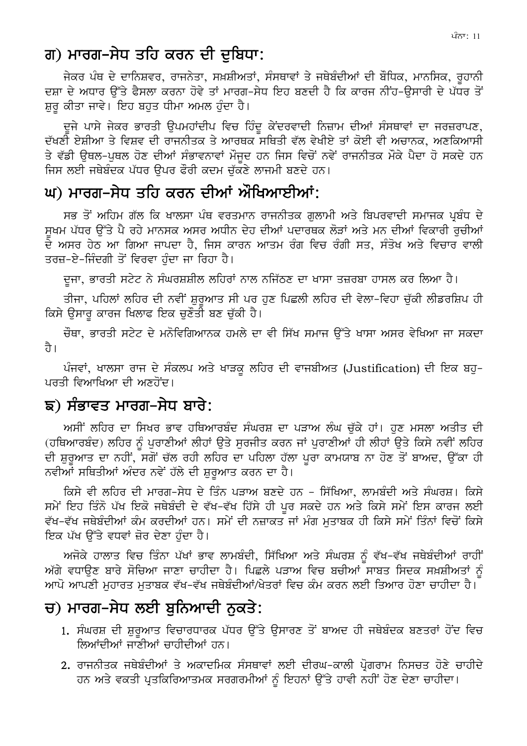## ਗ) ਮਾਰਗ-ਸੇਧ ਤਹਿ ਕਰਨ ਦੀ ਦੁਬਿਧਾ:

ਜੇਕਰ ਪੰਥ ਦੇ ਦਾਨਿਸ਼ਵਰ, ਰਾਜਨੇਤਾ, ਸ਼ਖ਼ਸ਼ੀਅਤਾਂ, ਸੰਸਥਾਵਾਂ ਤੇ ਜਥੇਬੰਦੀਆਂ ਦੀ ਬੌਧਿਕ, ਮਾਨਸਿਕ, ਰੂਹਾਨੀ ਦਸ਼ਾ ਦੇ ਅਧਾਰ ਉੱਤੇ ਫੈਸਲਾ ਕਰਨਾ ਹੋਵੇ ਤਾਂ ਮਾਰਗ-ਸੇਧ ਇਹ ਬਣਦੀ ਹੈ ਕਿ ਕਾਰਜ ਨੀਂਹ-ਉਸਾਰੀ ਦੇ ਪੱਧਰ ਤੋਂ ਸ਼ੁਰੂ ਕੀਤਾ ਜਾਵੇ। ਇਹ ਬਹੁਤ ਧੀਮਾ ਅਮਲ ਹੁੰਦਾ ਹੈ।

ਦੂਜੇ ਪਾਸੇ ਜੇਕਰ ਭਾਰਤੀ ਉਪਮਹਾਂਦੀਪ ਵਿਚ ਹਿੰਦੂ ਕੇਂਦਰਵਾਦੀ ਨਿਜ਼ਾਮ ਦੀਆਂ ਸੰਸਥਾਵਾਂ ਦਾ ਜਰਜ਼ਰਾਪਣ, ਦੱਖਣੀ ਏਸ਼ੀਆ ਤੇ ਵਿਸ਼ਵ ਦੀ ਰਾਜਨੀਤਕ ਤੇ ਆਰਥਕ ਸਥਿਤੀ ਵੱਲ ਵੇਖੀਏ ਤਾਂ ਕੋਈ ਵੀ ਅਚਾਨਕ, ਅਣਕਿਆਸੀ ਤੇ ਵੱਡੀ ਉਥਲ-ਪੁਥਲ ਹੋਣ ਦੀਆਂ ਸੰਭਾਵਨਾਵਾਂ ਮੌਜੂਦ ਹਨ ਜਿਸ ਵਿਚੋਂ ਨਵੇਂ ਰਾਜਨੀਤਕ ਮੌਕੇ ਪੈਦਾ ਹੋ ਸਕਦੇ ਹਨ ਜਿਸ ਲਈ ਜਥੇਬੰਦਕ ਪੱਧਰ ਉਪਰ ਫੌਰੀ ਕਦਮ ਚੁੱਕਣੇ ਲਾਜਮੀ ਬਣਦੇ ਹਨ।

## ਘ) ਮਾਰਗ-ਸੇਧ ਤਹਿ ਕਰਨ ਦੀਆਂ ਔਖਿਆਈਆਂ:

ਸਭ ਤੋਂ ਅਹਿਮ ਗੱਲ ਕਿ ਖਾਲਸਾ ਪੰਥ ਵਰਤਮਾਨ ਰਾਜਨੀਤਕ ਗੁਲਾਮੀ ਅਤੇ ਬਿਪਰਵਾਦੀ ਸਮਾਜਕ ਪ੍ਰਬੰਧ ਦੇ ਸੂਖਮ ਪੱਧਰ ਉੱਤੇ ਪੈ ਰਹੇ ਮਾਨਸਕ ਅਸਰ ਅਧੀਨ ਦੇਹ ਦੀਆਂ ਪਦਾਰਥਕ ਲੋੜਾਂ ਅਤੇ ਮਨ ਦੀਆਂ ਵਿਕਾਰੀ ਰੁਚੀਆਂ ਦੇ ਅਸਰ ਹੇਠ ਆ ਗਿਆ ਜਾਪਦਾ ਹੈ, ਜਿਸ ਕਾਰਨ ਆਤਮ ਰੰਗ ਵਿਚ ਰੰਗੀ ਸਤ, ਸੰਤੋਖ ਅਤੇ ਵਿਚਾਰ ਵਾਲੀ ਤਰਜ਼-ਏ-ਜਿੰਦਗੀ ਤੋਂ ਵਿਰਵਾ ਹੁੰਦਾ ਜਾ ਰਿਹਾ ਹੈ।

ਦੂਜਾ, ਭਾਰਤੀ ਸਟੇਟ ਨੇ ਸੰਘਰਸ਼ਸ਼ੀਲ ਲਹਿਰਾਂ ਨਾਲ ਨਜਿੱਠਣ ਦਾ ਖਾਸਾ ਤਜ਼ਰਬਾ ਹਾਸਲ ਕਰ ਲਿਆ ਹੈ।

ਤੀਜਾ, ਪਹਿਲਾਂ ਲਹਿਰ ਦੀ ਨਵੀਂ ਸ਼ੁਰੂਆਤ ਸੀ ਪਰ ਹੁਣ ਪਿਛਲੀ ਲਹਿਰ ਦੀ ਵੇਲਾ-ਵਿਹਾ ਚੁੱਕੀ ਲੀਡਰਸ਼ਿਪ ਹੀ ਕਿਸੇ ਉਸਾਰੂ ਕਾਰਜ ਖਿਲਾਫ ਇਕ ਚੁਣੌਤੀ ਬਣ ਚੁੱਕੀ ਹੈ।

ਚੌਥਾ, ਭਾਰਤੀ ਸਟੇਟ ਦੇ ਮਨੋਵਿਗਿਆਨਕ ਹਮਲੇ ਦਾ ਵੀ ਸਿੱਖ ਸਮਾਜ ਉੱਤੇ ਖਾਸਾ ਅਸਰ ਵੇਖਿਆ ਜਾ ਸਕਦਾ ਹੈ।

ਪੰਜਵਾਂ, ਖਾਲਸਾ ਰਾਜ ਦੇ ਸੰਕਲਪ ਅਤੇ ਖਾੜਕੂ ਲਹਿਰ ਦੀ ਵਾਜਬੀਅਤ (Justification) ਦੀ ਇਕ ਬਹੁ-ਪਰਤੀ ਵਿਆਖਿਆ ਦੀ ਅਣਹੋਂਦ।

## ਙ) ਸੰਭਾਵਤ ਮਾਰਗ-ਸੇਧ ਬਾਰੇ:

ਅਸੀਂ ਲਹਿਰ ਦਾ ਸਿਖਰ ਭਾਵ ਹਥਿਆਰਬੰਦ ਸੰਘਰਸ਼ ਦਾ ਪੜਾਅ ਲੰਘ ਚੁੱਕੇ ਹਾਂ। ਹੁਣ ਮਸਲਾ ਅਤੀਤ ਦੀ (ਹਥਿਆਰਬੰਦ) ਲਹਿਰ ਨੂੰ ਪੁਰਾਣੀਆਂ ਲੀਹਾਂ ਉਤੇ ਸੁਰਜੀਤ ਕਰਨ ਜਾਂ ਪੁਰਾਣੀਆਂ ਹੀ ਲੀਹਾਂ ਉਤੇ ਕਿਸੇ ਨਵੀਂ ਲਹਿਰ ਦੀ ਸ਼ੁਰੂਆਤ ਦਾ ਨਹੀਂ, ਸਗੋਂ ਚੱਲ ਰਹੀ ਲਹਿਰ ਦਾ ਪਹਿਲਾ ਹੱਲਾ ਪੂਰਾ ਕਾਮਯਾਬ ਨਾ ਹੋਣ ਤੋਂ ਬਾਅਦ, ਉੱਕਾ ਹੀ ਨਵੀਆਂ ਸਥਿਤੀਆਂ ਅੰਦਰ ਨਵੇਂ ਹੱਲੇ ਦੀ ਸ਼ੁਰੂਆਤ ਕਰਨ ਦਾ ਹੈ।

ਕਿਸੇ ਵੀ ਲਹਿਰ ਦੀ ਮਾਰਗ-ਸੇਧ ਦੇ ਤਿੰਨ ਪੜਾਅ ਬਣਦੇ ਹਨ – ਸਿੱਖਿਆ, ਲਾਮਬੰਦੀ ਅਤੇ ਸੰਘਰਸ਼। ਕਿਸੇ ਸਮੇਂ ਇਹ ਤਿੰਨੋ ਪੱਖ ਇਕੋ ਜਥੇਬੰਦੀ ਦੇ ਵੱਖ-ਵੱਖ ਹਿੱਸੇ ਹੀ ਪੂਰ ਸਕਦੇ ਹਨ ਅਤੇ ਕਿਸੇ ਸਮੇਂ ਇਸ ਕਾਰਜ ਲਈ ਵੱਖ-ਵੱਖ ਜਥੇਬੰਦੀਆਂ ਕੰਮ ਕਰਦੀਆਂ ਹਨ। ਸਮੇਂ ਦੀ ਨਜ਼ਾਕਤ ਜਾਂ ਮੰਗ ਮੁਤਾਬਕ ਹੀ ਕਿਸੇ ਸਮੇਂ ਤਿੰਨਾਂ ਵਿਚੋਂ ਕਿਸੇ ਇਕ ਪੱਖ ਉੱਤੇ ਵਧਵਾਂ ਜ਼ੋਰ ਦੇਣਾ ਹੁੰਦਾ ਹੈ।

ਅਜੋਕੇ ਹਾਲਾਤ ਵਿਚ ਤਿੰਨਾ ਪੱਖਾਂ ਭਾਵ ਲਾਮਬੰਦੀ, ਸਿੱਖਿਆ ਅਤੇ ਸੰਘਰਸ਼ ਨੂੰ ਵੱਖ-ਵੱਖ ਜਥੇਬੰਦੀਆਂ ਰਾਹੀਂ ਅੱਗੇ ਵਧਾਉਣ ਬਾਰੇ ਸੋਚਿਆ ਜਾਣਾ ਚਾਹੀਦਾ ਹੈ। ਪਿਛਲੇ ਪੜਾਅ ਵਿਚ ਬਚੀਆਂ ਸਾਬਤ ਸਿਦਕ ਸ਼ਖ਼ਸ਼ੀਅਤਾਂ ਨੂੰ ਆਪੋ ਆਪਣੀ ਮੁਹਾਰਤ ਮੁਤਾਬਕ ਵੱਖ-ਵੱਖ ਜਥੇਬੰਦੀਆਂ/ਖੇਤਰਾਂ ਵਿਚ ਕੰਮ ਕਰਨ ਲਈ ਤਿਆਰ ਹੋਣਾ ਚਾਹੀਦਾ ਹੈ।

## ਚ) ਮਾਰਗ-ਸੇਧ ਲਈ ਬੁਨਿਆਦੀ ਨੁਕਤੇ:

1. ਸੰਘਰਸ਼ ਦੀ ਸ਼ੁਰੂਆਤ ਵਿਚਾਰਧਾਰਕ ਪੱਧਰ ਉੱਤੇ ਉਸਾਰਣ ਤੋਂ ਬਾਅਦ ਹੀ ਜਥੇਬੰਦਕ ਬਣਤਰਾਂ ਹੋਂਦ ਵਿਚ ਲਿਆਂਦੀਆਂ ਜਾਣੀਆਂ ਚਾਹੀਦੀਆਂ ਹਨ।
2. ਰਾਜਨੀਤਕ ਜਥੇਬੰਦੀਆਂ ਤੇ ਅਕਾਦਮਿਕ ਸੰਸਥਾਵਾਂ ਲਈ ਦੀਰਘ-ਕਾਲੀ ਪ੍ਰੋਗਰਾਮ ਨਿਸਚਤ ਹੋਣੇ ਚਾਹੀਦੇ ਹਨ ਅਤੇ ਵਕਤੀ ਪ੍ਰਤਕਿਰਿਆਤਮਕ ਸਰਗਰਮੀਆਂ ਨੂੰ ਇਹਨਾਂ ਉੱਤੇ ਹਾਵੀ ਨਹੀਂ ਹੋਣ ਦੇਣਾ ਚਾਹੀਦਾ।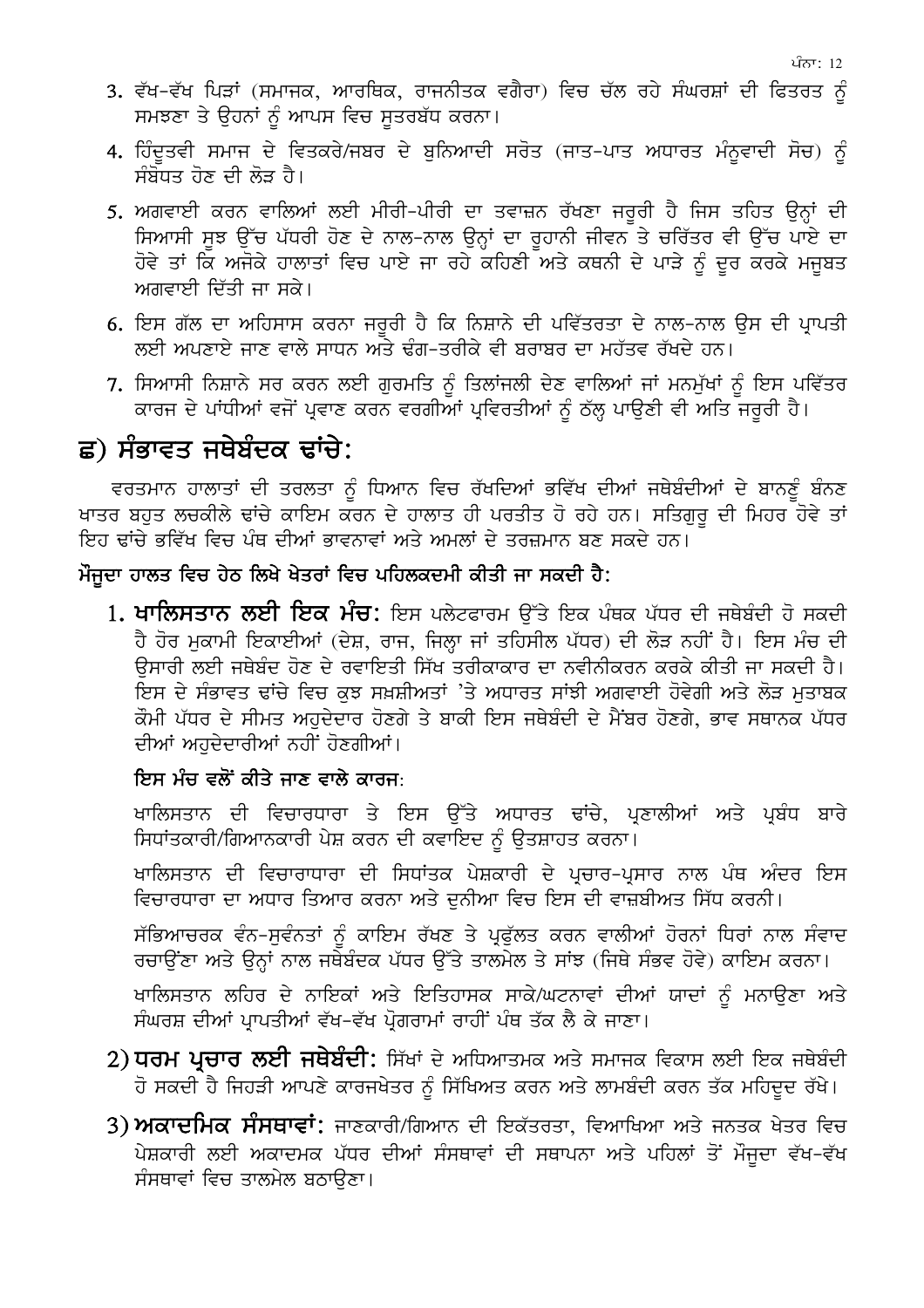3. ਵੱਖ-ਵੱਖ ਪਿੜਾਂ (ਸਮਾਜਕ, ਆਰਥਿਕ, ਰਾਜਨੀਤਕ ਵਗੈਰਾ) ਵਿਚ ਚੱਲ ਰਹੇ ਸੰਘਰਸ਼ਾਂ ਦੀ ਫਿਤਰਤ ਨੂੰ ਸਮਝਣਾ ਤੇ ਉਹਨਾਂ ਨੂੰ ਆਪਸ ਵਿਚ ਸੂਤਰਬੱਧ ਕਰਨਾ।
4. ਹਿੰਦੂਤਵੀ ਸਮਾਜ ਦੇ ਵਿਤਕਰੇ/ਜਬਰ ਦੇ ਬੁਨਿਆਦੀ ਸਰੋਤ (ਜਾਤ-ਪਾਤ ਅਧਾਰਤ ਮੰਨੂਵਾਦੀ ਸੋਚ) ਨੂੰ ਸੰਬੋਧਤ ਹੋਣ ਦੀ ਲੋੜ ਹੈ।
5. ਅਗਵਾਈ ਕਰਨ ਵਾਲਿਆਂ ਲਈ ਮੀਰੀ-ਪੀਰੀ ਦਾ ਤਵਾਜ਼ਨ ਰੱਖਣਾ ਜਰੂਰੀ ਹੈ ਜਿਸ ਤਹਿਤ ਉਨ੍ਹਾਂ ਦੀ ਸਿਆਸੀ ਸੂਝ ਉੱਚ ਪੱਧਰੀ ਹੋਣ ਦੇ ਨਾਲ-ਨਾਲ ਉਨ੍ਹਾਂ ਦਾ ਰੂਹਾਨੀ ਜੀਵਨ ਤੇ ਚਰਿੱਤਰ ਵੀ ਉੱਚ ਪਾਏ ਦਾ ਹੋਵੇ ਤਾਂ ਕਿ ਅਜੋਕੇ ਹਾਲਾਤਾਂ ਵਿਚ ਪਾਏ ਜਾ ਰਹੇ ਕਹਿਣੀ ਅਤੇ ਕਥਨੀ ਦੇ ਪਾੜੇ ਨੂੰ ਦੂਰ ਕਰਕੇ ਮਜ਼ਬੂਤ ਅਗਵਾਈ ਦਿੱਤੀ ਜਾ ਸਕੇ।
6. ਇਸ ਗੱਲ ਦਾ ਅਹਿਸਾਸ ਕਰਨਾ ਜਰੂਰੀ ਹੈ ਕਿ ਨਿਸ਼ਾਨੇ ਦੀ ਪਵਿੱਤਰਤਾ ਦੇ ਨਾਲ-ਨਾਲ ਉਸ ਦੀ ਪ੍ਰਾਪਤੀ ਲਈ ਅਪਣਾਏ ਜਾਣ ਵਾਲੇ ਸਾਧਨ ਅਤੇ ਢੰਗ-ਤਰੀਕੇ ਵੀ ਬਰਾਬਰ ਦਾ ਮਹੱਤਵ ਰੱਖਦੇ ਹਨ।
7. ਸਿਆਸੀ ਨਿਸ਼ਾਨੇ ਸਰ ਕਰਨ ਲਈ ਗੁਰਮਤਿ ਨੂੰ ਤਿਲਾਂਜਲੀ ਦੇਣ ਵਾਲਿਆਂ ਜਾਂ ਮਨਮੁੱਖਾਂ ਨੂੰ ਇਸ ਪਵਿੱਤਰ ਕਾਰਜ ਦੇ ਪਾਂਧੀਆਂ ਵਜੋਂ ਪ੍ਰਵਾਣ ਕਰਨ ਵਰਗੀਆਂ ਪ੍ਰਵਿਰਤੀਆਂ ਨੂੰ ਠੱਲ੍ਹ ਪਾਉਣੀ ਵੀ ਅਤਿ ਜਰੂਰੀ ਹੈ।

## ਛ) ਸੰਭਾਵਤ ਜਥੇਬੰਦਕ ਢਾਂਚੇ:

ਵਰਤਮਾਨ ਹਾਲਾਤਾਂ ਦੀ ਤਰਲਤਾ ਨੂੰ ਧਿਆਨ ਵਿਚ ਰੱਖਦਿਆਂ ਭਵਿੱਖ ਦੀਆਂ ਜਥੇਬੰਦੀਆਂ ਦੇ ਬਾਨਣੂੰ ਬੰਨਣ ਖਾਤਰ ਬਹੁਤ ਲਚਕੀਲੇ ਢਾਂਚੇ ਕਾਇਮ ਕਰਨ ਦੇ ਹਾਲਾਤ ਹੀ ਪਰਤੀਤ ਹੋ ਰਹੇ ਹਨ। ਸਤਿਗੁਰੂ ਦੀ ਮਿਹਰ ਹੋਵੇ ਤਾਂ ਇਹ ਢਾਂਚੇ ਭਵਿੱਖ ਵਿਚ ਪੰਥ ਦੀਆਂ ਭਾਵਨਾਵਾਂ ਅਤੇ ਅਮਲਾਂ ਦੇ ਤਰਜ਼ਮਾਨ ਬਣ ਸਕਦੇ ਹਨ।

**ਮੌਜੂਦਾ ਹਾਲਤ ਵਿਚ ਹੇਠ ਲਿਖੇ ਖੇਤਰਾਂ ਵਿਚ ਪਹਿਲਕਦਮੀ ਕੀਤੀ ਜਾ ਸਕਦੀ ਹੈ:**

1. **ਖਾਲਿਸਤਾਨ ਲਈ ਇਕ ਮੰਚ:** ਇਸ ਪਲੇਟਫਾਰਮ ਉੱਤੇ ਇਕ ਪੰਥਕ ਪੱਧਰ ਦੀ ਜਥੇਬੰਦੀ ਹੋ ਸਕਦੀ ਹੈ ਹੋਰ ਮੁਕਾਮੀ ਇਕਾਈਆਂ (ਦੇਸ਼, ਰਾਜ, ਜਿਲ੍ਹਾ ਜਾਂ ਤਹਿਸੀਲ ਪੱਧਰ) ਦੀ ਲੋੜ ਨਹੀਂ ਹੈ। ਇਸ ਮੰਚ ਦੀ ਉਸਾਰੀ ਲਈ ਜਥੇਬੰਦ ਹੋਣ ਦੇ ਰਵਾਇਤੀ ਸਿੱਖ ਤਰੀਕਾਕਾਰ ਦਾ ਨਵੀਨੀਕਰਨ ਕਰਕੇ ਕੀਤੀ ਜਾ ਸਕਦੀ ਹੈ। ਇਸ ਦੇ ਸੰਭਾਵਤ ਢਾਂਚੇ ਵਿਚ ਕੁਝ ਸ਼ਖ਼ਸ਼ੀਅਤਾਂ 'ਤੇ ਅਧਾਰਤ ਸਾਂਝੀ ਅਗਵਾਈ ਹੋਵੇਗੀ ਅਤੇ ਲੋੜ ਮੁਤਾਬਕ ਕੌਮੀ ਪੱਧਰ ਦੇ ਸੀਮਤ ਅਹੁਦੇਦਾਰ ਹੋਣਗੇ ਤੇ ਬਾਕੀ ਇਸ ਜਥੇਬੰਦੀ ਦੇ ਮੈਂਬਰ ਹੋਣਗੇ, ਭਾਵ ਸਥਾਨਕ ਪੱਧਰ ਦੀਆਂ ਅਹੁਦੇਦਾਰੀਆਂ ਨਹੀਂ ਹੋਣਗੀਆਂ।

   **ਇਸ ਮੰਚ ਵਲੋਂ ਕੀਤੇ ਜਾਣ ਵਾਲੇ ਕਾਰਜ:**

   ਖਾਲਿਸਤਾਨ ਦੀ ਵਿਚਾਰਧਾਰਾ ਤੇ ਇਸ ਉੱਤੇ ਅਧਾਰਤ ਢਾਂਚੇ, ਪ੍ਰਣਾਲੀਆਂ ਅਤੇ ਪ੍ਰਬੰਧ ਬਾਰੇ ਸਿਧਾਂਤਕਾਰੀ/ਗਿਆਨਕਾਰੀ ਪੇਸ਼ ਕਰਨ ਦੀ ਕਵਾਇਦ ਨੂੰ ਉਤਸ਼ਾਹਤ ਕਰਨਾ।

   ਖਾਲਿਸਤਾਨ ਦੀ ਵਿਚਾਰਾਧਾਰਾ ਦੀ ਸਿਧਾਂਤਕ ਪੇਸ਼ਕਾਰੀ ਦੇ ਪ੍ਰਚਾਰ-ਪ੍ਰਸਾਰ ਨਾਲ ਪੰਥ ਅੰਦਰ ਇਸ ਵਿਚਾਰਧਾਰਾ ਦਾ ਅਧਾਰ ਤਿਆਰ ਕਰਨਾ ਅਤੇ ਦੁਨੀਆ ਵਿਚ ਇਸ ਦੀ ਵਾਜ਼ਬੀਅਤ ਸਿੱਧ ਕਰਨੀ।

   ਸੱਭਿਆਚਰਕ ਵੰਨ-ਸੁਵੰਨਤਾਂ ਨੂੰ ਕਾਇਮ ਰੱਖਣ ਤੇ ਪ੍ਰਫੁੱਲਤ ਕਰਨ ਵਾਲੀਆਂ ਹੋਰਨਾਂ ਧਿਰਾਂ ਨਾਲ ਸੰਵਾਦ ਰਚਾਉਂਣਾ ਅਤੇ ਉਨ੍ਹਾਂ ਨਾਲ ਜਥੇਬੰਦਕ ਪੱਧਰ ਉੱਤੇ ਤਾਲਮੇਲ ਤੇ ਸਾਂਝ (ਜਿਥੇ ਸੰਭਵ ਹੋਵੇ) ਕਾਇਮ ਕਰਨਾ।

   ਖਾਲਿਸਤਾਨ ਲਹਿਰ ਦੇ ਨਾਇਕਾਂ ਅਤੇ ਇਤਿਹਾਸਕ ਸਾਕੇ/ਘਟਨਾਵਾਂ ਦੀਆਂ ਯਾਦਾਂ ਨੂੰ ਮਨਾਉਣਾ ਅਤੇ ਸੰਘਰਸ਼ ਦੀਆਂ ਪ੍ਰਾਪਤੀਆਂ ਵੱਖ-ਵੱਖ ਪ੍ਰੋਗਰਾਮਾਂ ਰਾਹੀਂ ਪੰਥ ਤੱਕ ਲੈ ਕੇ ਜਾਣਾ।

2) **ਧਰਮ ਪ੍ਰਚਾਰ ਲਈ ਜਥੇਬੰਦੀ:** ਸਿੱਖਾਂ ਦੇ ਅਧਿਆਤਮਕ ਅਤੇ ਸਮਾਜਕ ਵਿਕਾਸ ਲਈ ਇਕ ਜਥੇਬੰਦੀ ਹੋ ਸਕਦੀ ਹੈ ਜਿਹੜੀ ਆਪਣੇ ਕਾਰਜਖੇਤਰ ਨੂੰ ਸਿੱਖਿਅਤ ਕਰਨ ਅਤੇ ਲਾਮਬੰਦੀ ਕਰਨ ਤੱਕ ਮਹਿਦੂਦ ਰੱਖੇ।

3) **ਅਕਾਦਮਿਕ ਸੰਸਥਾਵਾਂ:** ਜਾਣਕਾਰੀ/ਗਿਆਨ ਦੀ ਇਕੱਤਰਤਾ, ਵਿਆਖਿਆ ਅਤੇ ਜਨਤਕ ਖੇਤਰ ਵਿਚ ਪੇਸ਼ਕਾਰੀ ਲਈ ਅਕਾਦਮਕ ਪੱਧਰ ਦੀਆਂ ਸੰਸਥਾਵਾਂ ਦੀ ਸਥਾਪਨਾ ਅਤੇ ਪਹਿਲਾਂ ਤੋਂ ਮੌਜੂਦਾ ਵੱਖ-ਵੱਖ ਸੰਸਥਾਵਾਂ ਵਿਚ ਤਾਲਮੇਲ ਬਠਾਉਣਾ।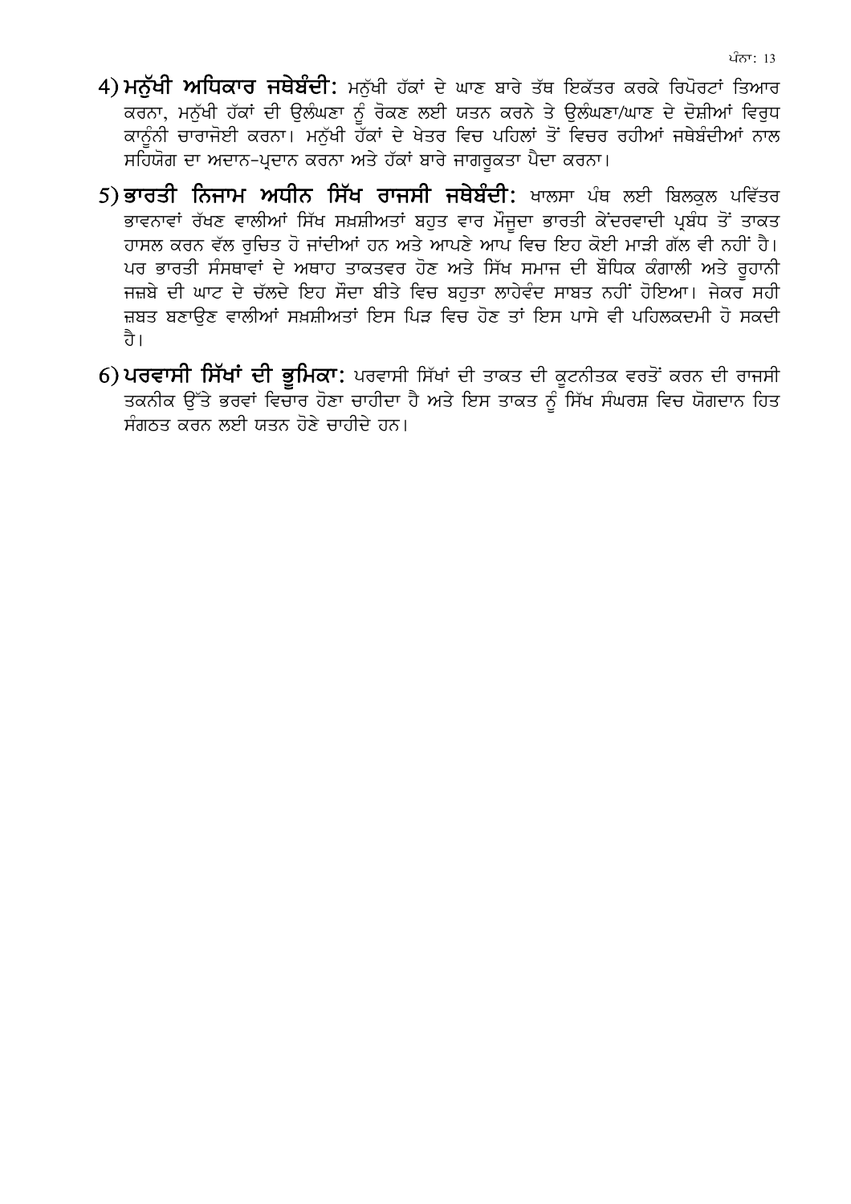4) **ਮਨੁੱਖੀ ਅਧਿਕਾਰ ਜਥੇਬੰਦੀ:** ਮਨੁੱਖੀ ਹੱਕਾਂ ਦੇ ਘਾਣ ਬਾਰੇ ਤੱਥ ਇਕੱਤਰ ਕਰਕੇ ਰਿਪੋਰਟਾਂ ਤਿਆਰ ਕਰਨਾ, ਮਨੁੱਖੀ ਹੱਕਾਂ ਦੀ ਉਲੰਘਣਾ ਨੂੰ ਰੋਕਣ ਲਈ ਯਤਨ ਕਰਨੇ ਤੇ ਉਲੰਘਣਾ/ਘਾਣ ਦੇ ਦੋਸ਼ੀਆਂ ਵਿਰੁਧ ਕਾਨੂੰਨੀ ਚਾਰਾਜੋਈ ਕਰਨਾ। ਮਨੁੱਖੀ ਹੱਕਾਂ ਦੇ ਖੇਤਰ ਵਿਚ ਪਹਿਲਾਂ ਤੋਂ ਵਿਚਰ ਰਹੀਆਂ ਜਥੇਬੰਦੀਆਂ ਨਾਲ ਸਹਿਯੋਗ ਦਾ ਅਦਾਨ-ਪ੍ਰਦਾਨ ਕਰਨਾ ਅਤੇ ਹੱਕਾਂ ਬਾਰੇ ਜਾਗਰੂਕਤਾ ਪੈਦਾ ਕਰਨਾ।

5) **ਭਾਰਤੀ ਨਿਜਾਮ ਅਧੀਨ ਸਿੱਖ ਰਾਜਸੀ ਜਥੇਬੰਦੀ:** ਖਾਲਸਾ ਪੰਥ ਲਈ ਬਿਲਕੁਲ ਪਵਿੱਤਰ ਭਾਵਨਾਵਾਂ ਰੱਖਣ ਵਾਲੀਆਂ ਸਿੱਖ ਸ਼ਖ਼ਸ਼ੀਅਤਾਂ ਬਹੁਤ ਵਾਰ ਮੌਜੂਦਾ ਭਾਰਤੀ ਕੇਂਦਰਵਾਦੀ ਪ੍ਰਬੰਧ ਤੋਂ ਤਾਕਤ ਹਾਸਲ ਕਰਨ ਵੱਲ ਰੁਚਿਤ ਹੋ ਜਾਂਦੀਆਂ ਹਨ ਅਤੇ ਆਪਣੇ ਆਪ ਵਿਚ ਇਹ ਕੋਈ ਮਾੜੀ ਗੱਲ ਵੀ ਨਹੀਂ ਹੈ। ਪਰ ਭਾਰਤੀ ਸੰਸਥਾਵਾਂ ਦੇ ਅਥਾਹ ਤਾਕਤਵਰ ਹੋਣ ਅਤੇ ਸਿੱਖ ਸਮਾਜ ਦੀ ਬੌਧਿਕ ਕੰਗਾਲੀ ਅਤੇ ਰੂਹਾਨੀ ਜਜ਼ਬੇ ਦੀ ਘਾਟ ਦੇ ਚੱਲਦੇ ਇਹ ਸੌਦਾ ਬੀਤੇ ਵਿਚ ਬਹੁਤਾ ਲਾਹੇਵੰਦ ਸਾਬਤ ਨਹੀਂ ਹੋਇਆ। ਜੇਕਰ ਸਹੀ ਜ਼ਬਤ ਬਣਾਉਣ ਵਾਲੀਆਂ ਸ਼ਖ਼ਸ਼ੀਅਤਾਂ ਇਸ ਪਿੜ ਵਿਚ ਹੋਣ ਤਾਂ ਇਸ ਪਾਸੇ ਵੀ ਪਹਿਲਕਦਮੀ ਹੋ ਸਕਦੀ ਹੈ।

6) **ਪਰਵਾਸੀ ਸਿੱਖਾਂ ਦੀ ਭੂਮਿਕਾ:** ਪਰਵਾਸੀ ਸਿੱਖਾਂ ਦੀ ਤਾਕਤ ਦੀ ਕੂਟਨੀਤਕ ਵਰਤੋਂ ਕਰਨ ਦੀ ਰਾਜਸੀ ਤਕਨੀਕ ਉੱਤੇ ਭਰਵਾਂ ਵਿਚਾਰ ਹੋਣਾ ਚਾਹੀਦਾ ਹੈ ਅਤੇ ਇਸ ਤਾਕਤ ਨੂੰ ਸਿੱਖ ਸੰਘਰਸ਼ ਵਿਚ ਯੋਗਦਾਨ ਹਿਤ ਸੰਗਠਤ ਕਰਨ ਲਈ ਯਤਨ ਹੋਣੇ ਚਾਹੀਦੇ ਹਨ।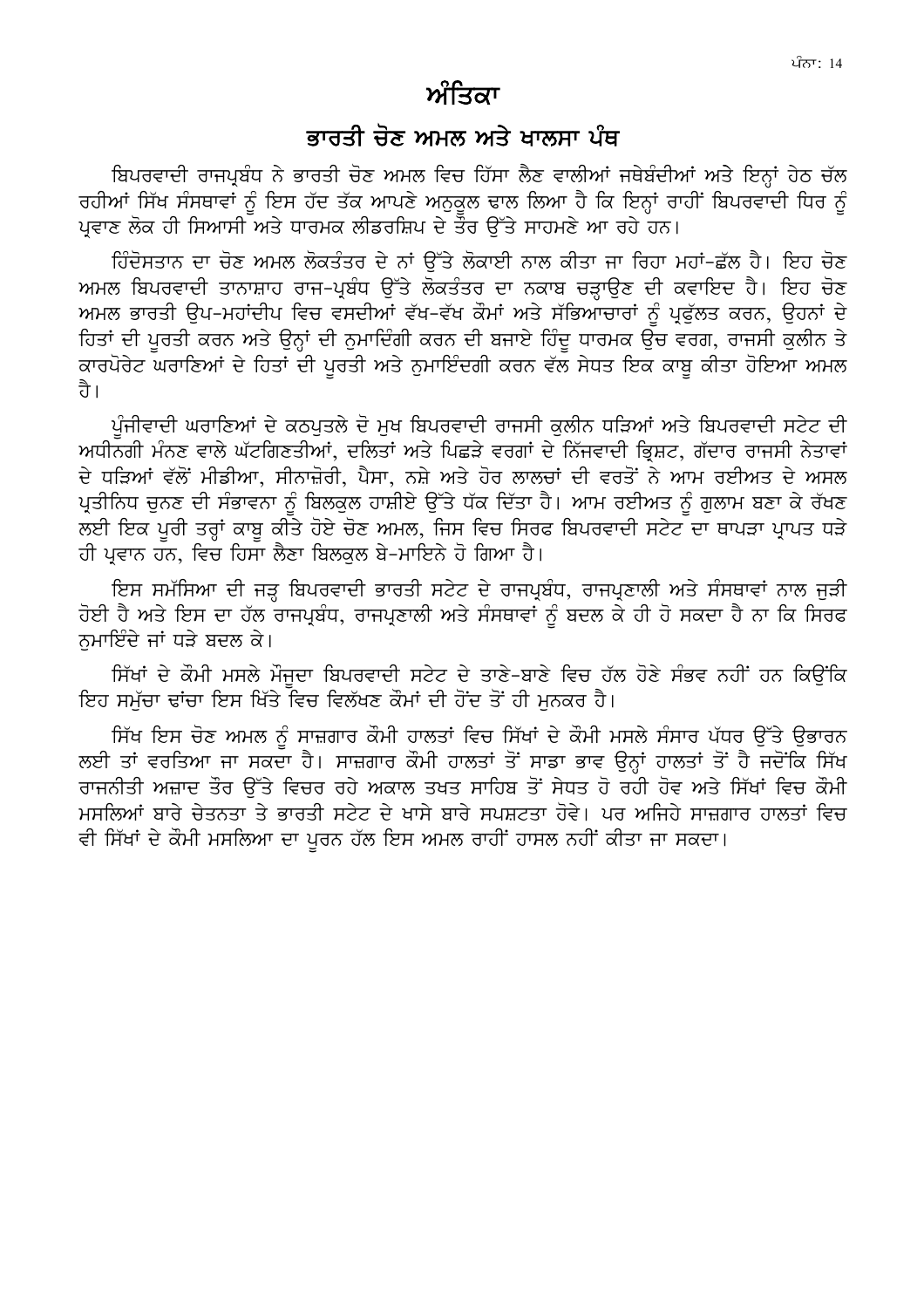# ਅੰਤਿਕਾ

## ਭਾਰਤੀ ਚੋਣ ਅਮਲ ਅਤੇ ਖਾਲਸਾ ਪੰਥ

ਬਿਪਰਵਾਦੀ ਰਾਜਪ੍ਰਬੰਧ ਨੇ ਭਾਰਤੀ ਚੋਣ ਅਮਲ ਵਿਚ ਹਿੱਸਾ ਲੈਣ ਵਾਲੀਆਂ ਜਥੇਬੰਦੀਆਂ ਅਤੇ ਇਨ੍ਹਾਂ ਹੇਠ ਚੱਲ ਰਹੀਆਂ ਸਿੱਖ ਸੰਸਥਾਵਾਂ ਨੂੰ ਇਸ ਹੱਦ ਤੱਕ ਆਪਣੇ ਅਨੁਕੂਲ ਢਾਲ ਲਿਆ ਹੈ ਕਿ ਇਨ੍ਹਾਂ ਰਾਹੀਂ ਬਿਪਰਵਾਦੀ ਧਿਰ ਨੂੰ ਪ੍ਰਵਾਨ ਲੋਕ ਹੀ ਸਿਆਸੀ ਅਤੇ ਧਾਰਮਕ ਲੀਡਰਸ਼ਿਪ ਦੇ ਤੌਰ ਉੱਤੇ ਸਾਹਮਣੇ ਆ ਰਹੇ ਹਨ।

ਹਿੰਦੋਸਤਾਨ ਦਾ ਚੋਣ ਅਮਲ ਲੋਕਤੰਤਰ ਦੇ ਨਾਂ ਉੱਤੇ ਲੋਕਾਈ ਨਾਲ ਕੀਤਾ ਜਾ ਰਿਹਾ ਮਹਾਂ-ਛੱਲ ਹੈ। ਇਹ ਚੋਣ ਅਮਲ ਬਿਪਰਵਾਦੀ ਤਾਨਾਸ਼ਾਹ ਰਾਜ-ਪ੍ਰਬੰਧ ਉੱਤੇ ਲੋਕਤੰਤਰ ਦਾ ਨਕਾਬ ਚੜ੍ਹਾਉਣ ਦੀ ਕਵਾਇਦ ਹੈ। ਇਹ ਚੋਣ ਅਮਲ ਭਾਰਤੀ ਉਪ-ਮਹਾਂਦੀਪ ਵਿਚ ਵਸਦੀਆਂ ਵੱਖ-ਵੱਖ ਕੌਮਾਂ ਅਤੇ ਸੱਭਿਆਚਾਰਾਂ ਨੂੰ ਪ੍ਰਫੁੱਲਤ ਕਰਨ, ਉਹਨਾਂ ਦੇ ਹਿਤਾਂ ਦੀ ਪੂਰਤੀ ਕਰਨ ਅਤੇ ਉਨ੍ਹਾਂ ਦੀ ਨੁਮਾਇੰਦਗੀ ਕਰਨ ਦੀ ਬਜਾਏ ਹਿੰਦੂ ਧਾਰਮਕ ਉਚ ਵਰਗ, ਰਾਜਸੀ ਕੁਲੀਨ ਤੇ ਕਾਰਪੋਰੇਟ ਘਰਾਣਿਆਂ ਦੇ ਹਿਤਾਂ ਦੀ ਪੂਰਤੀ ਅਤੇ ਨੁਮਾਇੰਦਗੀ ਕਰਨ ਵੱਲ ਸੇਧਤ ਇਕ ਕਾਬੂ ਕੀਤਾ ਹੋਇਆ ਅਮਲ ਹੈ।

ਪੂੰਜੀਵਾਦੀ ਘਰਾਣਿਆਂ ਦੇ ਕਠਪੁਤਲੇ ਦੋ ਮੁਖ ਬਿਪਰਵਾਦੀ ਰਾਜਸੀ ਕੁਲੀਨ ਧੜਿਆਂ ਅਤੇ ਬਿਪਰਵਾਦੀ ਸਟੇਟ ਦੀ ਅਧੀਨਗੀ ਮੰਨਣ ਵਾਲੇ ਘੱਟਗਿਣਤੀਆਂ, ਦਲਿਤਾਂ ਅਤੇ ਪਿਛੜੇ ਵਰਗਾਂ ਦੇ ਨਿੱਜਵਾਦੀ ਭ੍ਰਿਸ਼ਟ, ਗੱਦਾਰ ਰਾਜਸੀ ਨੇਤਾਵਾਂ ਦੇ ਧੜਿਆਂ ਵੱਲੋਂ ਮੀਡੀਆ, ਸੀਨਾਜ਼ੋਰੀ, ਪੈਸਾ, ਨਸ਼ੇ ਅਤੇ ਹੋਰ ਲਾਲਚਾਂ ਦੀ ਵਰਤੋਂ ਨੇ ਆਮ ਰਈਅਤ ਦੇ ਅਸਲ ਪ੍ਰਤੀਨਿਧ ਚੁਣਨ ਦੀ ਸੰਭਾਵਨਾ ਨੂੰ ਬਿਲਕੁਲ ਹਾਸ਼ੀਏ ਉੱਤੇ ਧੱਕ ਦਿੱਤਾ ਹੈ। ਆਮ ਰਈਅਤ ਨੂੰ ਗੁਲਾਮ ਬਣਾ ਕੇ ਰੱਖਣ ਲਈ ਇਕ ਪੂਰੀ ਤਰ੍ਹਾਂ ਕਾਬੂ ਕੀਤੇ ਹੋਏ ਚੋਣ ਅਮਲ, ਜਿਸ ਵਿਚ ਸਿਰਫ ਬਿਪਰਵਾਦੀ ਸਟੇਟ ਦਾ ਥਾਪੜਾ ਪ੍ਰਾਪਤ ਧੜੇ ਹੀ ਪ੍ਰਵਾਨ ਹਨ, ਵਿਚ ਹਿਸਾ ਲੈਣਾ ਬਿਲਕੁਲ ਬੇ-ਮਾਇਨੇ ਹੋ ਗਿਆ ਹੈ।

ਇਸ ਸਮੱਸਿਆ ਦੀ ਜੜ੍ਹ ਬਿਪਰਵਾਦੀ ਭਾਰਤੀ ਸਟੇਟ ਦੇ ਰਾਜਪ੍ਰਬੰਧ, ਰਾਜਪ੍ਰਣਾਲੀ ਅਤੇ ਸੰਸਥਾਵਾਂ ਨਾਲ ਜੁੜੀ ਹੋਈ ਹੈ ਅਤੇ ਇਸ ਦਾ ਹੱਲ ਰਾਜਪ੍ਰਬੰਧ, ਰਾਜਪ੍ਰਣਾਲੀ ਅਤੇ ਸੰਸਥਾਵਾਂ ਨੂੰ ਬਦਲ ਕੇ ਹੀ ਹੋ ਸਕਦਾ ਹੈ ਨਾ ਕਿ ਸਿਰਫ ਨੁਮਾਇੰਦੇ ਜਾਂ ਧੜੇ ਬਦਲ ਕੇ।

ਸਿੱਖਾਂ ਦੇ ਕੌਮੀ ਮਸਲੇ ਮੌਜੂਦਾ ਬਿਪਰਵਾਦੀ ਸਟੇਟ ਦੇ ਤਾਣੇ-ਬਾਣੇ ਵਿਚ ਹੱਲ ਹੋਣੇ ਸੰਭਵ ਨਹੀਂ ਹਨ ਕਿਉਂਕਿ ਇਹ ਸਮੁੱਚਾ ਢਾਂਚਾ ਇਸ ਖਿੱਤੇ ਵਿਚ ਵਿਲੱਖਣ ਕੌਮਾਂ ਦੀ ਹੋਂਦ ਤੋਂ ਹੀ ਮੁਨਕਰ ਹੈ।

ਸਿੱਖ ਇਸ ਚੋਣ ਅਮਲ ਨੂੰ ਸਾਜ਼ਗਾਰ ਕੌਮੀ ਹਾਲਤਾਂ ਵਿਚ ਸਿੱਖਾਂ ਦੇ ਕੌਮੀ ਮਸਲੇ ਸੰਸਾਰ ਪੱਧਰ ਉੱਤੇ ਉਭਾਰਨ ਲਈ ਤਾਂ ਵਰਤਿਆ ਜਾ ਸਕਦਾ ਹੈ। ਸਾਜ਼ਗਾਰ ਕੌਮੀ ਹਾਲਤਾਂ ਤੋਂ ਸਾਡਾ ਭਾਵ ਉਨ੍ਹਾਂ ਹਾਲਤਾਂ ਤੋਂ ਹੈ ਜਦੋਂਕਿ ਸਿੱਖ ਰਾਜਨੀਤੀ ਅਜ਼ਾਦ ਤੌਰ ਉੱਤੇ ਵਿਚਰ ਰਹੇ ਅਕਾਲ ਤਖਤ ਸਾਹਿਬ ਤੋਂ ਸੇਧਤ ਹੋ ਰਹੀ ਹੋਵ ਅਤੇ ਸਿੱਖਾਂ ਵਿਚ ਕੌਮੀ ਮਸਲਿਆਂ ਬਾਰੇ ਚੇਤਨਤਾ ਤੇ ਭਾਰਤੀ ਸਟੇਟ ਦੇ ਖਾਸੇ ਬਾਰੇ ਸਪਸ਼ਟਤਾ ਹੋਵੇ। ਪਰ ਅਜਿਹੇ ਸਾਜ਼ਗਾਰ ਹਾਲਤਾਂ ਵਿਚ ਵੀ ਸਿੱਖਾਂ ਦੇ ਕੌਮੀ ਮਸਲਿਆ ਦਾ ਪੂਰਨ ਹੱਲ ਇਸ ਅਮਲ ਰਾਹੀਂ ਹਾਸਲ ਨਹੀਂ ਕੀਤਾ ਜਾ ਸਕਦਾ।